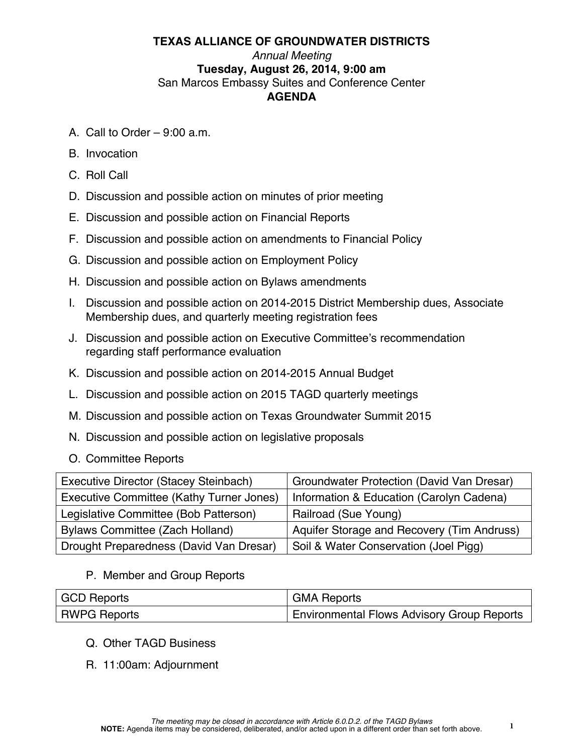**TEXAS ALLIANCE OF GROUNDWATER DISTRICTS**

*Annual Meeting*

**Tuesday, August 26, 2014, 9:00 am**

San Marcos Embassy Suites and Conference Center

**AGENDA**

A. Call to Order – 9:00 a.m.

B. Invocation

C. Roll Call

D. Discussion and possible action on minutes of prior meeting

E. Discussion and possible action on Financial Reports

F. Discussion and possible action on amendments to Financial Policy

G. Discussion and possible action on Employment Policy

H. Discussion and possible action on Bylaws amendments

I. Discussion and possible action on 2014-2015 District Membership dues, Associate Membership dues, and quarterly meeting registration fees

J. Discussion and possible action on Executive Committee's recommendation regarding staff performance evaluation

K. Discussion and possible action on 2014-2015 Annual Budget

L. Discussion and possible action on 2015 TAGD quarterly meetings

M. Discussion and possible action on Texas Groundwater Summit 2015

N. Discussion and possible action on legislative proposals

O. Committee Reports

| | |
|---|---|
| Executive Director (Stacey Steinbach) | Groundwater Protection (David Van Dresar) |
| Executive Committee (Kathy Turner Jones) | Information & Education (Carolyn Cadena) |
| Legislative Committee (Bob Patterson) | Railroad (Sue Young) |
| Bylaws Committee (Zach Holland) | Aquifer Storage and Recovery (Tim Andruss) |
| Drought Preparedness (David Van Dresar) | Soil & Water Conservation (Joel Pigg) |

P. Member and Group Reports

| | |
|---|---|
| GCD Reports | GMA Reports |
| RWPG Reports | Environmental Flows Advisory Group Reports |

Q. Other TAGD Business

R. 11:00am: Adjournment

*The meeting may be closed in accordance with Article 6.0.D.2. of the TAGD Bylaws*

**NOTE:** Agenda items may be considered, deliberated, and/or acted upon in a different order than set forth above.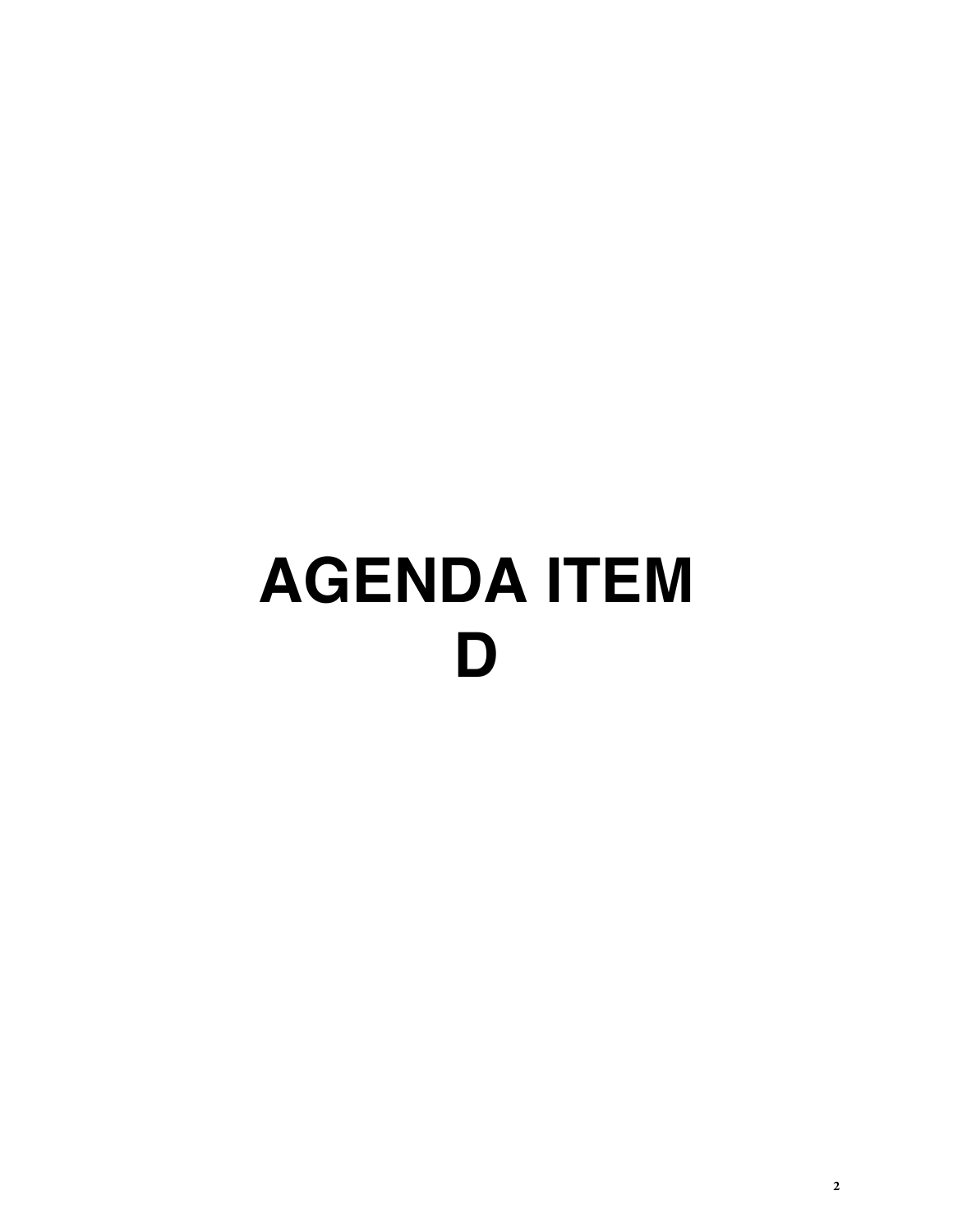# AGENDA ITEM D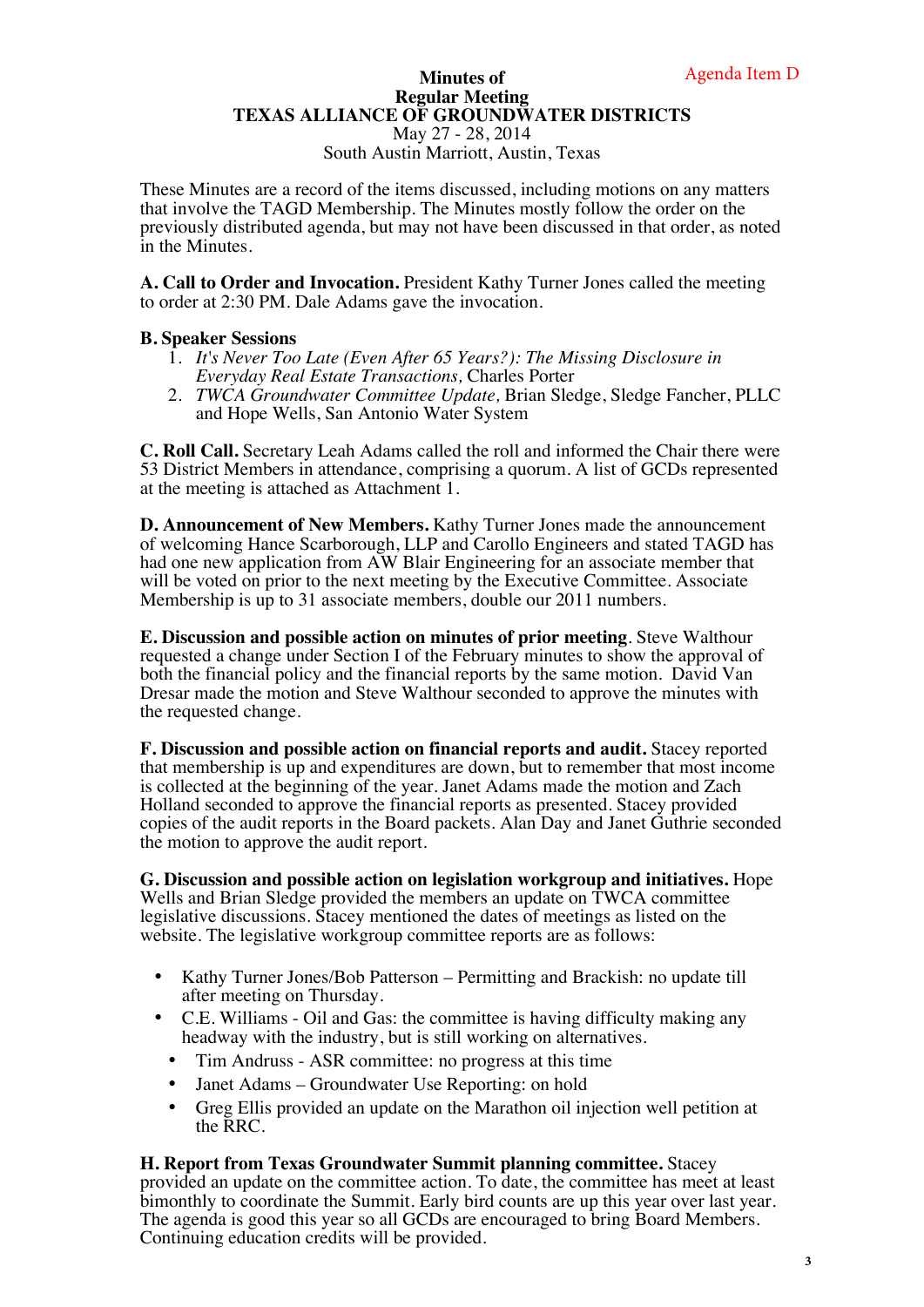Agenda Item D

# Minutes of
# Regular Meeting
# TEXAS ALLIANCE OF GROUNDWATER DISTRICTS

May 27 - 28, 2014
South Austin Marriott, Austin, Texas

These Minutes are a record of the items discussed, including motions on any matters that involve the TAGD Membership. The Minutes mostly follow the order on the previously distributed agenda, but may not have been discussed in that order, as noted in the Minutes.

**A. Call to Order and Invocation.** President Kathy Turner Jones called the meeting to order at 2:30 PM. Dale Adams gave the invocation.

**B. Speaker Sessions**

1. *It's Never Too Late (Even After 65 Years?): The Missing Disclosure in Everyday Real Estate Transactions,* Charles Porter
2. *TWCA Groundwater Committee Update,* Brian Sledge, Sledge Fancher, PLLC and Hope Wells, San Antonio Water System

**C. Roll Call.** Secretary Leah Adams called the roll and informed the Chair there were 53 District Members in attendance, comprising a quorum. A list of GCDs represented at the meeting is attached as Attachment 1.

**D. Announcement of New Members.** Kathy Turner Jones made the announcement of welcoming Hance Scarborough, LLP and Carollo Engineers and stated TAGD has had one new application from AW Blair Engineering for an associate member that will be voted on prior to the next meeting by the Executive Committee. Associate Membership is up to 31 associate members, double our 2011 numbers.

**E. Discussion and possible action on minutes of prior meeting**. Steve Walthour requested a change under Section I of the February minutes to show the approval of both the financial policy and the financial reports by the same motion. David Van Dresar made the motion and Steve Walthour seconded to approve the minutes with the requested change.

**F. Discussion and possible action on financial reports and audit.** Stacey reported that membership is up and expenditures are down, but to remember that most income is collected at the beginning of the year. Janet Adams made the motion and Zach Holland seconded to approve the financial reports as presented. Stacey provided copies of the audit reports in the Board packets. Alan Day and Janet Guthrie seconded the motion to approve the audit report.

**G. Discussion and possible action on legislation workgroup and initiatives.** Hope Wells and Brian Sledge provided the members an update on TWCA committee legislative discussions. Stacey mentioned the dates of meetings as listed on the website. The legislative workgroup committee reports are as follows:

- Kathy Turner Jones/Bob Patterson – Permitting and Brackish: no update till after meeting on Thursday.
- C.E. Williams - Oil and Gas: the committee is having difficulty making any headway with the industry, but is still working on alternatives.
- Tim Andruss - ASR committee: no progress at this time
- Janet Adams – Groundwater Use Reporting: on hold
- Greg Ellis provided an update on the Marathon oil injection well petition at the RRC.

**H. Report from Texas Groundwater Summit planning committee.** Stacey provided an update on the committee action. To date, the committee has meet at least bimonthly to coordinate the Summit. Early bird counts are up this year over last year. The agenda is good this year so all GCDs are encouraged to bring Board Members. Continuing education credits will be provided.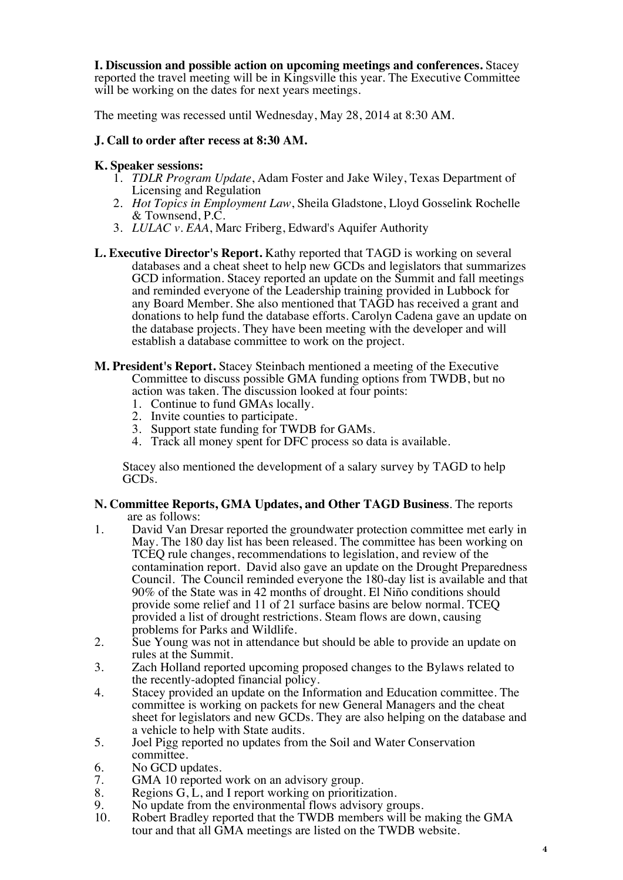**I. Discussion and possible action on upcoming meetings and conferences.** Stacey reported the travel meeting will be in Kingsville this year. The Executive Committee will be working on the dates for next years meetings.

The meeting was recessed until Wednesday, May 28, 2014 at 8:30 AM.

**J. Call to order after recess at 8:30 AM.**

**K. Speaker sessions:**

1. *TDLR Program Update*, Adam Foster and Jake Wiley, Texas Department of Licensing and Regulation
2. *Hot Topics in Employment Law*, Sheila Gladstone, Lloyd Gosselink Rochelle & Townsend, P.C.
3. *LULAC v. EAA*, Marc Friberg, Edward's Aquifer Authority

**L. Executive Director's Report.** Kathy reported that TAGD is working on several databases and a cheat sheet to help new GCDs and legislators that summarizes GCD information. Stacey reported an update on the Summit and fall meetings and reminded everyone of the Leadership training provided in Lubbock for any Board Member. She also mentioned that TAGD has received a grant and donations to help fund the database efforts. Carolyn Cadena gave an update on the database projects. They have been meeting with the developer and will establish a database committee to work on the project.

**M. President's Report.** Stacey Steinbach mentioned a meeting of the Executive Committee to discuss possible GMA funding options from TWDB, but no action was taken. The discussion looked at four points:

1. Continue to fund GMAs locally.
2. Invite counties to participate.
3. Support state funding for TWDB for GAMs.
4. Track all money spent for DFC process so data is available.

Stacey also mentioned the development of a salary survey by TAGD to help GCDs.

**N. Committee Reports, GMA Updates, and Other TAGD Business**. The reports are as follows:

1. David Van Dresar reported the groundwater protection committee met early in May. The 180 day list has been released. The committee has been working on TCEQ rule changes, recommendations to legislation, and review of the contamination report. David also gave an update on the Drought Preparedness Council. The Council reminded everyone the 180-day list is available and that 90% of the State was in 42 months of drought. El Niño conditions should provide some relief and 11 of 21 surface basins are below normal. TCEQ provided a list of drought restrictions. Steam flows are down, causing problems for Parks and Wildlife.
2. Sue Young was not in attendance but should be able to provide an update on rules at the Summit.
3. Zach Holland reported upcoming proposed changes to the Bylaws related to the recently-adopted financial policy.
4. Stacey provided an update on the Information and Education committee. The committee is working on packets for new General Managers and the cheat sheet for legislators and new GCDs. They are also helping on the database and a vehicle to help with State audits.
5. Joel Pigg reported no updates from the Soil and Water Conservation committee.
6. No GCD updates.
7. GMA 10 reported work on an advisory group.
8. Regions G, L, and I report working on prioritization.
9. No update from the environmental flows advisory groups.
10. Robert Bradley reported that the TWDB members will be making the GMA tour and that all GMA meetings are listed on the TWDB website.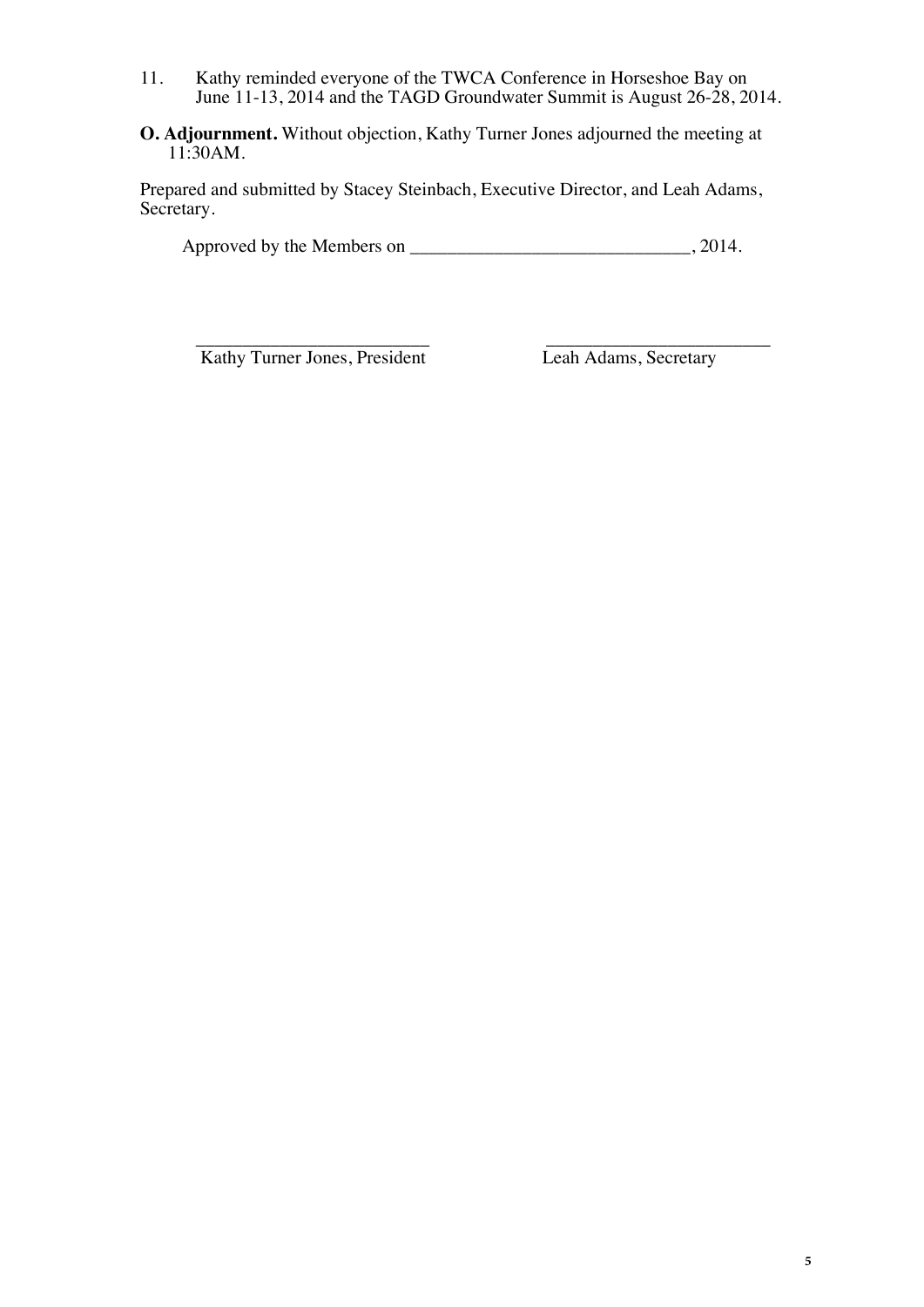11. Kathy reminded everyone of the TWCA Conference in Horseshoe Bay on June 11-13, 2014 and the TAGD Groundwater Summit is August 26-28, 2014.

**O. Adjournment.** Without objection, Kathy Turner Jones adjourned the meeting at 11:30AM.

Prepared and submitted by Stacey Steinbach, Executive Director, and Leah Adams, Secretary.

Approved by the Members on ______________________________, 2014.

_________________________
Kathy Turner Jones, President

_________________________
Leah Adams, Secretary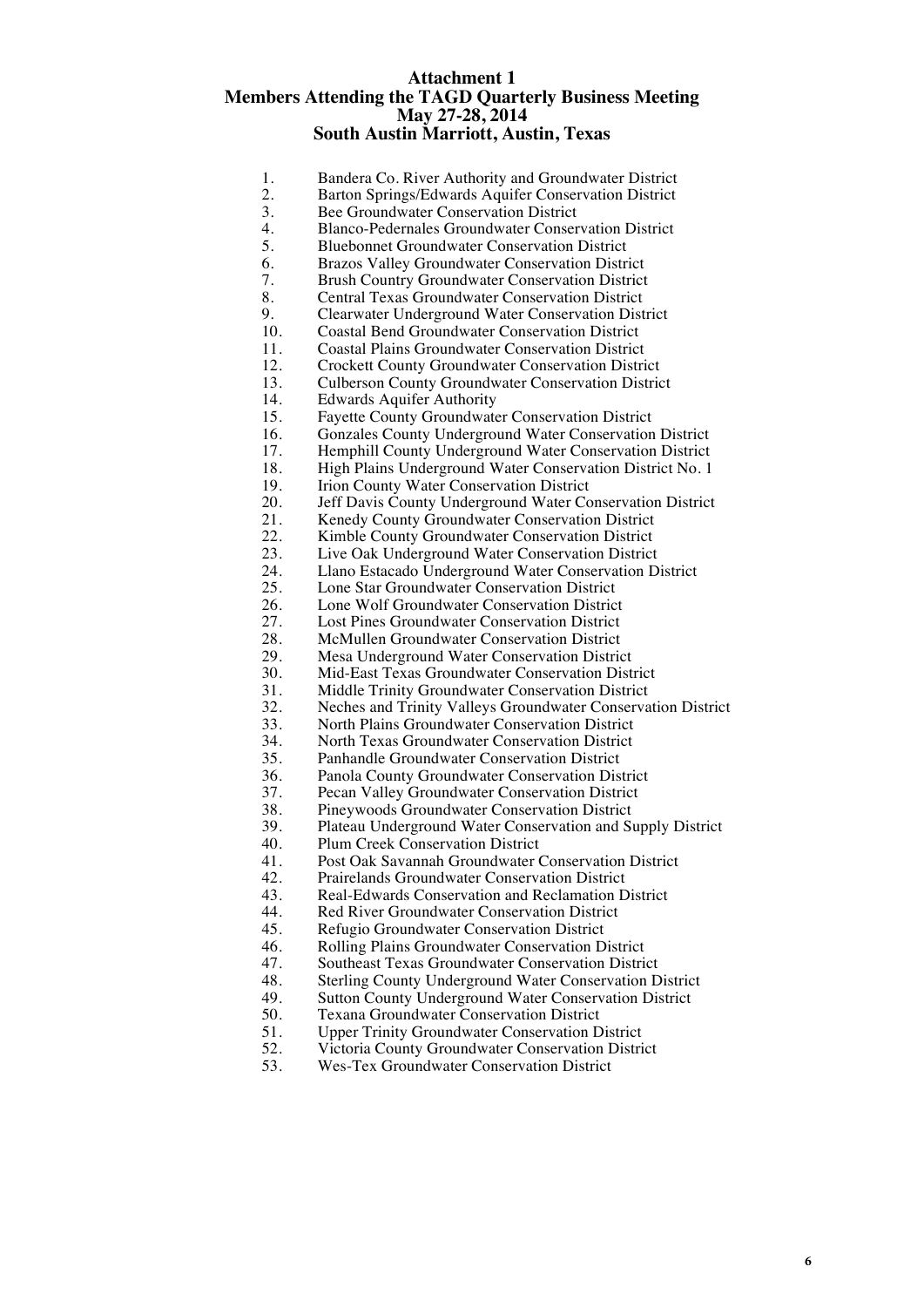# Attachment 1
## Members Attending the TAGD Quarterly Business Meeting
## May 27-28, 2014
## South Austin Marriott, Austin, Texas

1. Bandera Co. River Authority and Groundwater District
2. Barton Springs/Edwards Aquifer Conservation District
3. Bee Groundwater Conservation District
4. Blanco-Pedernales Groundwater Conservation District
5. Bluebonnet Groundwater Conservation District
6. Brazos Valley Groundwater Conservation District
7. Brush Country Groundwater Conservation District
8. Central Texas Groundwater Conservation District
9. Clearwater Underground Water Conservation District
10. Coastal Bend Groundwater Conservation District
11. Coastal Plains Groundwater Conservation District
12. Crockett County Groundwater Conservation District
13. Culberson County Groundwater Conservation District
14. Edwards Aquifer Authority
15. Fayette County Groundwater Conservation District
16. Gonzales County Underground Water Conservation District
17. Hemphill County Underground Water Conservation District
18. High Plains Underground Water Conservation District No. 1
19. Irion County Water Conservation District
20. Jeff Davis County Underground Water Conservation District
21. Kenedy County Groundwater Conservation District
22. Kimble County Groundwater Conservation District
23. Live Oak Underground Water Conservation District
24. Llano Estacado Underground Water Conservation District
25. Lone Star Groundwater Conservation District
26. Lone Wolf Groundwater Conservation District
27. Lost Pines Groundwater Conservation District
28. McMullen Groundwater Conservation District
29. Mesa Underground Water Conservation District
30. Mid-East Texas Groundwater Conservation District
31. Middle Trinity Groundwater Conservation District
32. Neches and Trinity Valleys Groundwater Conservation District
33. North Plains Groundwater Conservation District
34. North Texas Groundwater Conservation District
35. Panhandle Groundwater Conservation District
36. Panola County Groundwater Conservation District
37. Pecan Valley Groundwater Conservation District
38. Pineywoods Groundwater Conservation District
39. Plateau Underground Water Conservation and Supply District
40. Plum Creek Conservation District
41. Post Oak Savannah Groundwater Conservation District
42. Prairelands Groundwater Conservation District
43. Real-Edwards Conservation and Reclamation District
44. Red River Groundwater Conservation District
45. Refugio Groundwater Conservation District
46. Rolling Plains Groundwater Conservation District
47. Southeast Texas Groundwater Conservation District
48. Sterling County Underground Water Conservation District
49. Sutton County Underground Water Conservation District
50. Texana Groundwater Conservation District
51. Upper Trinity Groundwater Conservation District
52. Victoria County Groundwater Conservation District
53. Wes-Tex Groundwater Conservation District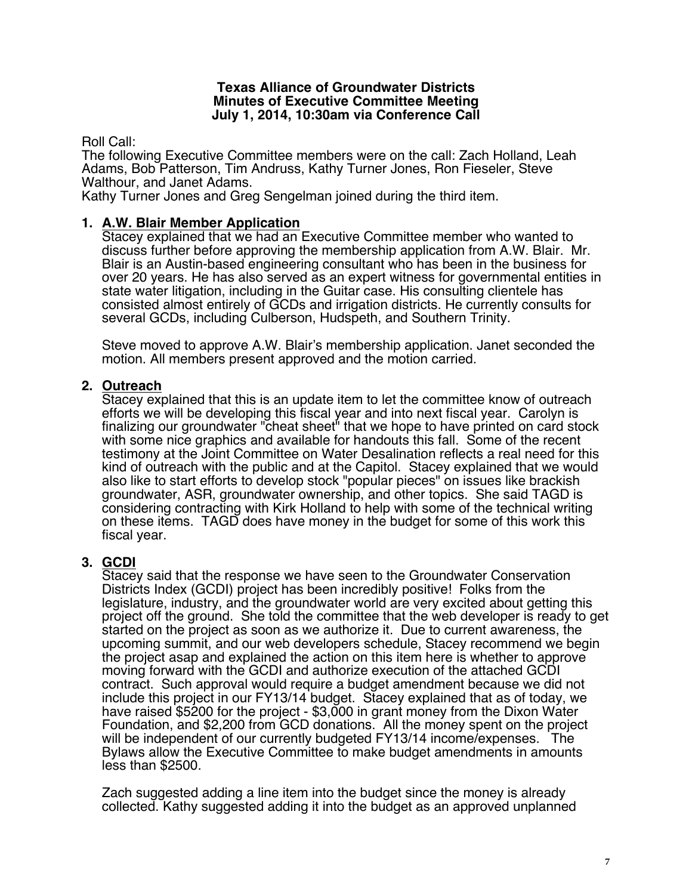**Texas Alliance of Groundwater Districts**
**Minutes of Executive Committee Meeting**
**July 1, 2014, 10:30am via Conference Call**

Roll Call:
The following Executive Committee members were on the call: Zach Holland, Leah Adams, Bob Patterson, Tim Andruss, Kathy Turner Jones, Ron Fieseler, Steve Walthour, and Janet Adams.
Kathy Turner Jones and Greg Sengelman joined during the third item.

1. **A.W. Blair Member Application**
   Stacey explained that we had an Executive Committee member who wanted to discuss further before approving the membership application from A.W. Blair. Mr. Blair is an Austin-based engineering consultant who has been in the business for over 20 years. He has also served as an expert witness for governmental entities in state water litigation, including in the Guitar case. His consulting clientele has consisted almost entirely of GCDs and irrigation districts. He currently consults for several GCDs, including Culberson, Hudspeth, and Southern Trinity.

   Steve moved to approve A.W. Blair's membership application. Janet seconded the motion. All members present approved and the motion carried.

2. **Outreach**
   Stacey explained that this is an update item to let the committee know of outreach efforts we will be developing this fiscal year and into next fiscal year. Carolyn is finalizing our groundwater "cheat sheet" that we hope to have printed on card stock with some nice graphics and available for handouts this fall. Some of the recent testimony at the Joint Committee on Water Desalination reflects a real need for this kind of outreach with the public and at the Capitol. Stacey explained that we would also like to start efforts to develop stock "popular pieces" on issues like brackish groundwater, ASR, groundwater ownership, and other topics. She said TAGD is considering contracting with Kirk Holland to help with some of the technical writing on these items. TAGD does have money in the budget for some of this work this fiscal year.

3. **GCDI**
   Stacey said that the response we have seen to the Groundwater Conservation Districts Index (GCDI) project has been incredibly positive! Folks from the legislature, industry, and the groundwater world are very excited about getting this project off the ground. She told the committee that the web developer is ready to get started on the project as soon as we authorize it. Due to current awareness, the upcoming summit, and our web developers schedule, Stacey recommend we begin the project asap and explained the action on this item here is whether to approve moving forward with the GCDI and authorize execution of the attached GCDI contract. Such approval would require a budget amendment because we did not include this project in our FY13/14 budget. Stacey explained that as of today, we have raised $5200 for the project - $3,000 in grant money from the Dixon Water Foundation, and $2,200 from GCD donations. All the money spent on the project will be independent of our currently budgeted FY13/14 income/expenses. The Bylaws allow the Executive Committee to make budget amendments in amounts less than $2500.

   Zach suggested adding a line item into the budget since the money is already collected. Kathy suggested adding it into the budget as an approved unplanned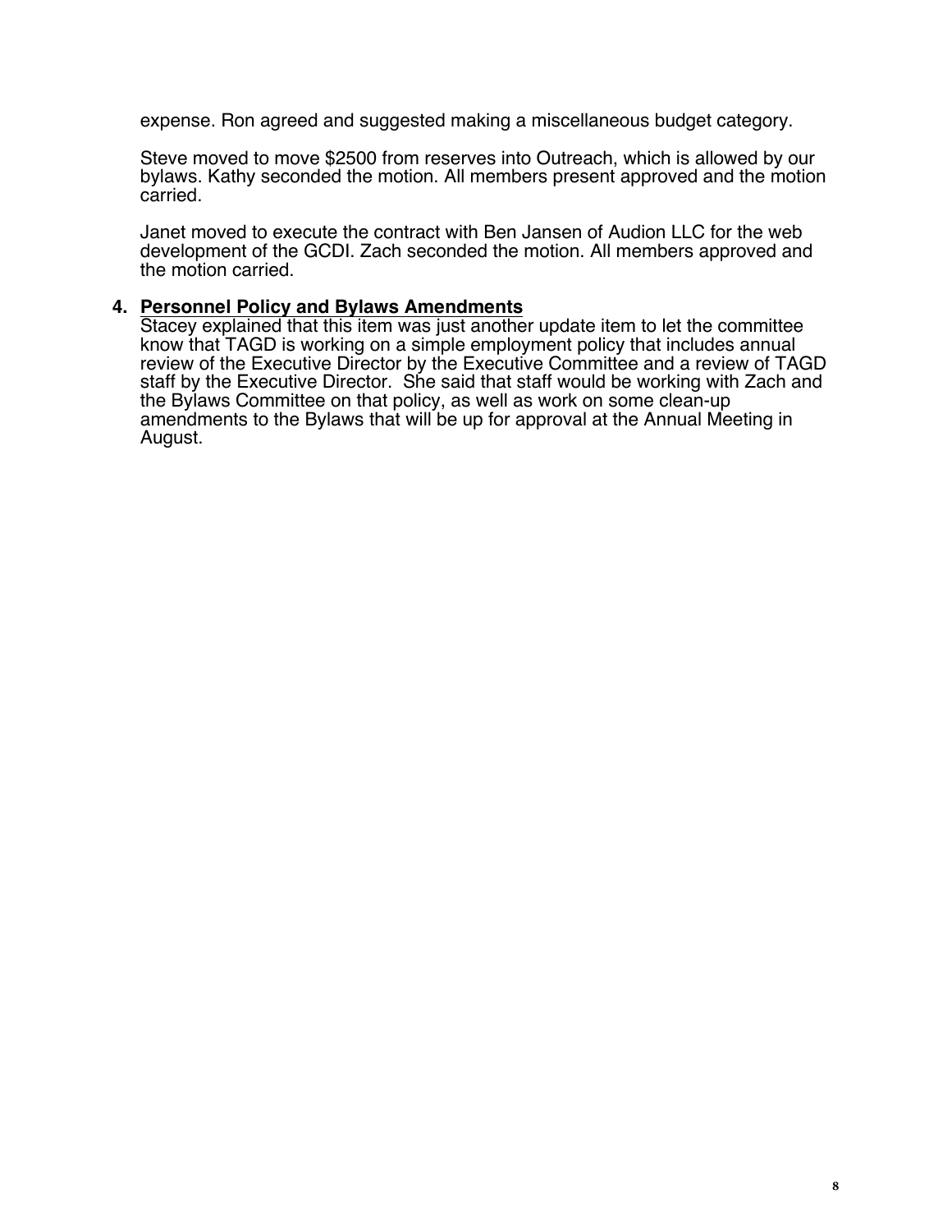expense. Ron agreed and suggested making a miscellaneous budget category.

Steve moved to move $2500 from reserves into Outreach, which is allowed by our bylaws. Kathy seconded the motion. All members present approved and the motion carried.

Janet moved to execute the contract with Ben Jansen of Audion LLC for the web development of the GCDI. Zach seconded the motion. All members approved and the motion carried.

4. **Personnel Policy and Bylaws Amendments**
   Stacey explained that this item was just another update item to let the committee know that TAGD is working on a simple employment policy that includes annual review of the Executive Director by the Executive Committee and a review of TAGD staff by the Executive Director. She said that staff would be working with Zach and the Bylaws Committee on that policy, as well as work on some clean-up amendments to the Bylaws that will be up for approval at the Annual Meeting in August.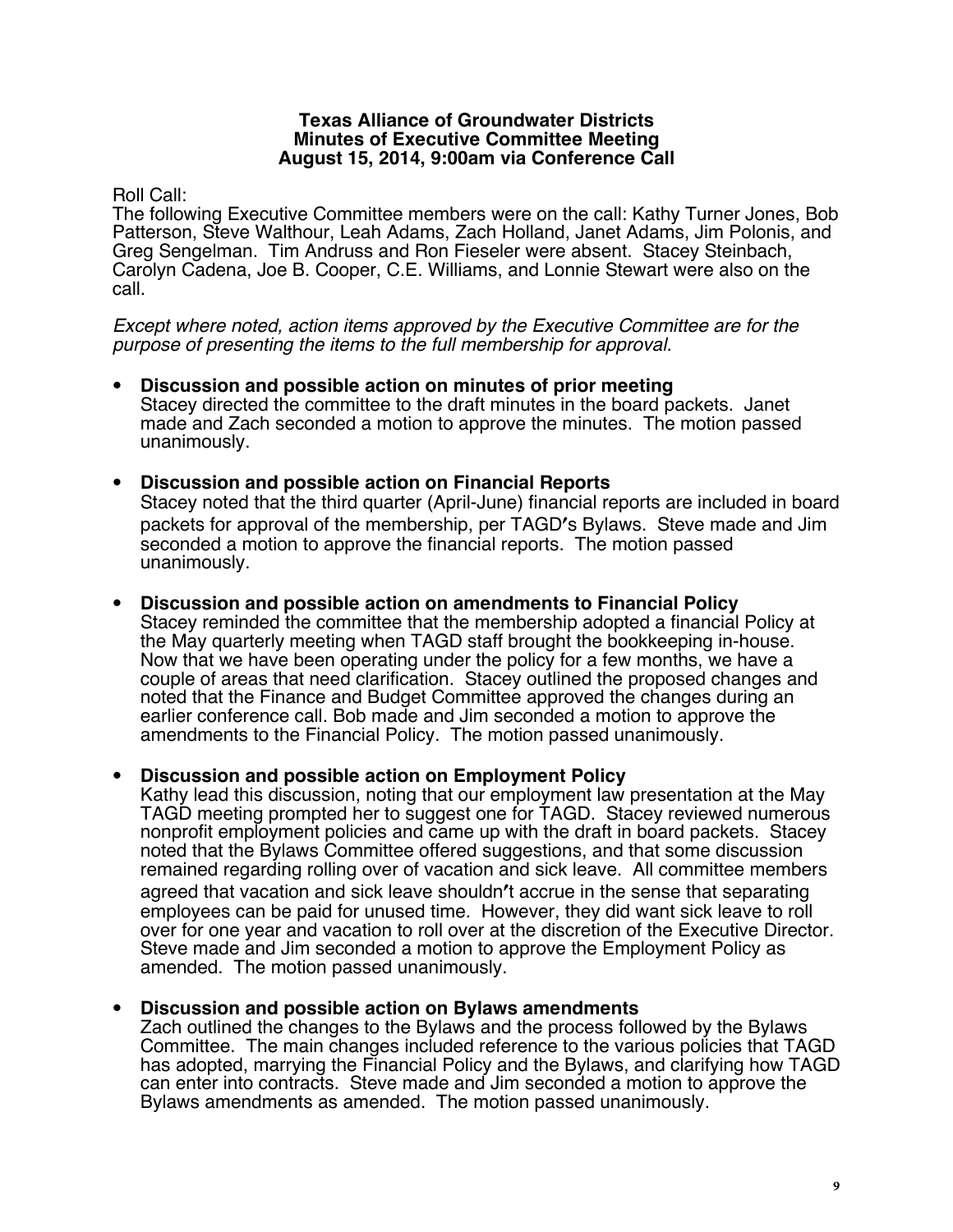**Texas Alliance of Groundwater Districts**
**Minutes of Executive Committee Meeting**
**August 15, 2014, 9:00am via Conference Call**

Roll Call:
The following Executive Committee members were on the call: Kathy Turner Jones, Bob Patterson, Steve Walthour, Leah Adams, Zach Holland, Janet Adams, Jim Polonis, and Greg Sengelman. Tim Andruss and Ron Fieseler were absent. Stacey Steinbach, Carolyn Cadena, Joe B. Cooper, C.E. Williams, and Lonnie Stewart were also on the call.

*Except where noted, action items approved by the Executive Committee are for the purpose of presenting the items to the full membership for approval.*

- **Discussion and possible action on minutes of prior meeting**
  Stacey directed the committee to the draft minutes in the board packets. Janet made and Zach seconded a motion to approve the minutes. The motion passed unanimously.

- **Discussion and possible action on Financial Reports**
  Stacey noted that the third quarter (April-June) financial reports are included in board packets for approval of the membership, per TAGD's Bylaws. Steve made and Jim seconded a motion to approve the financial reports. The motion passed unanimously.

- **Discussion and possible action on amendments to Financial Policy**
  Stacey reminded the committee that the membership adopted a financial Policy at the May quarterly meeting when TAGD staff brought the bookkeeping in-house. Now that we have been operating under the policy for a few months, we have a couple of areas that need clarification. Stacey outlined the proposed changes and noted that the Finance and Budget Committee approved the changes during an earlier conference call. Bob made and Jim seconded a motion to approve the amendments to the Financial Policy. The motion passed unanimously.

- **Discussion and possible action on Employment Policy**
  Kathy lead this discussion, noting that our employment law presentation at the May TAGD meeting prompted her to suggest one for TAGD. Stacey reviewed numerous nonprofit employment policies and came up with the draft in board packets. Stacey noted that the Bylaws Committee offered suggestions, and that some discussion remained regarding rolling over of vacation and sick leave. All committee members agreed that vacation and sick leave shouldn't accrue in the sense that separating employees can be paid for unused time. However, they did want sick leave to roll over for one year and vacation to roll over at the discretion of the Executive Director. Steve made and Jim seconded a motion to approve the Employment Policy as amended. The motion passed unanimously.

- **Discussion and possible action on Bylaws amendments**
  Zach outlined the changes to the Bylaws and the process followed by the Bylaws Committee. The main changes included reference to the various policies that TAGD has adopted, marrying the Financial Policy and the Bylaws, and clarifying how TAGD can enter into contracts. Steve made and Jim seconded a motion to approve the Bylaws amendments as amended. The motion passed unanimously.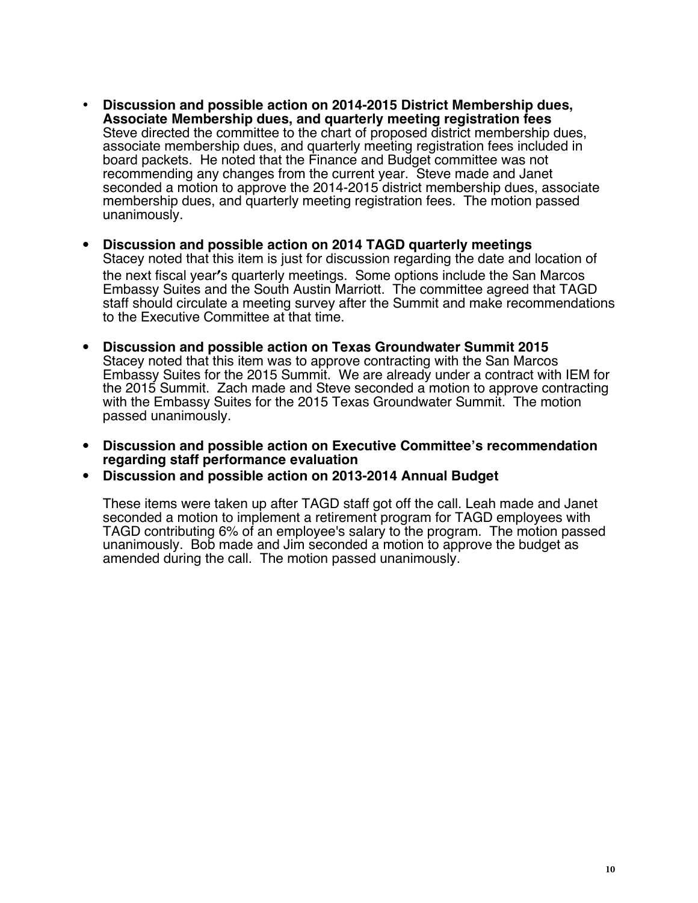- **Discussion and possible action on 2014-2015 District Membership dues, Associate Membership dues, and quarterly meeting registration fees**
  Steve directed the committee to the chart of proposed district membership dues, associate membership dues, and quarterly meeting registration fees included in board packets. He noted that the Finance and Budget committee was not recommending any changes from the current year. Steve made and Janet seconded a motion to approve the 2014-2015 district membership dues, associate membership dues, and quarterly meeting registration fees. The motion passed unanimously.

- **Discussion and possible action on 2014 TAGD quarterly meetings**
  Stacey noted that this item is just for discussion regarding the date and location of the next fiscal year's quarterly meetings. Some options include the San Marcos Embassy Suites and the South Austin Marriott. The committee agreed that TAGD staff should circulate a meeting survey after the Summit and make recommendations to the Executive Committee at that time.

- **Discussion and possible action on Texas Groundwater Summit 2015**
  Stacey noted that this item was to approve contracting with the San Marcos Embassy Suites for the 2015 Summit. We are already under a contract with IEM for the 2015 Summit. Zach made and Steve seconded a motion to approve contracting with the Embassy Suites for the 2015 Texas Groundwater Summit. The motion passed unanimously.

- **Discussion and possible action on Executive Committee's recommendation regarding staff performance evaluation**
- **Discussion and possible action on 2013-2014 Annual Budget**

  These items were taken up after TAGD staff got off the call. Leah made and Janet seconded a motion to implement a retirement program for TAGD employees with TAGD contributing 6% of an employee's salary to the program. The motion passed unanimously. Bob made and Jim seconded a motion to approve the budget as amended during the call. The motion passed unanimously.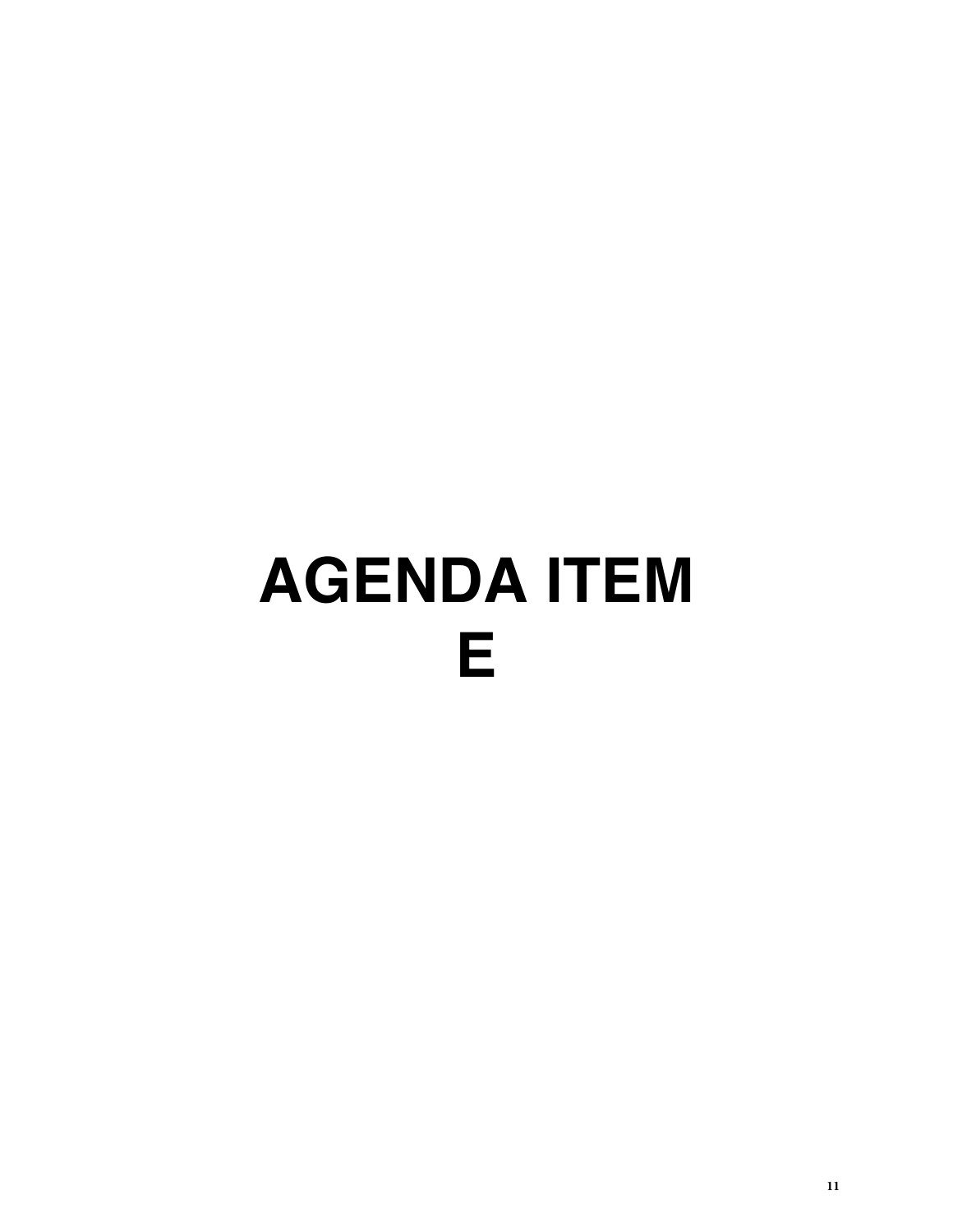# AGENDA ITEM E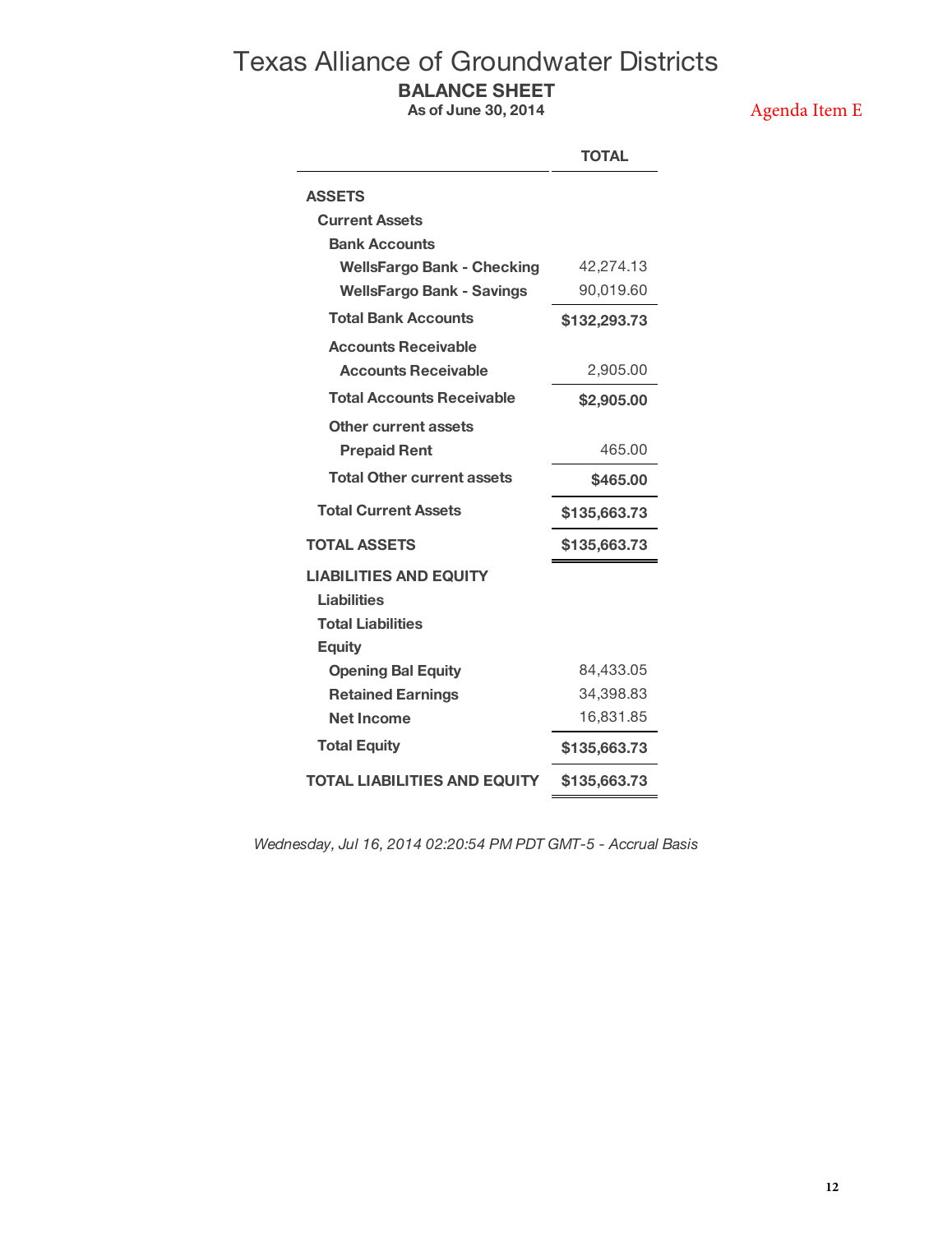# Texas Alliance of Groundwater Districts

## BALANCE SHEET

**As of June 30, 2014**

Agenda Item E

| | TOTAL |
|---|---|
| **ASSETS** | |
| **Current Assets** | |
| **Bank Accounts** | |
| **WellsFargo Bank - Checking** | 42,274.13 |
| **WellsFargo Bank - Savings** | 90,019.60 |
| **Total Bank Accounts** | **$132,293.73** |
| **Accounts Receivable** | |
| **Accounts Receivable** | 2,905.00 |
| **Total Accounts Receivable** | **$2,905.00** |
| **Other current assets** | |
| **Prepaid Rent** | 465.00 |
| **Total Other current assets** | **$465.00** |
| **Total Current Assets** | **$135,663.73** |
| **TOTAL ASSETS** | **$135,663.73** |
| **LIABILITIES AND EQUITY** | |
| **Liabilities** | |
| **Total Liabilities** | |
| **Equity** | |
| **Opening Bal Equity** | 84,433.05 |
| **Retained Earnings** | 34,398.83 |
| **Net Income** | 16,831.85 |
| **Total Equity** | **$135,663.73** |
| **TOTAL LIABILITIES AND EQUITY** | **$135,663.73** |

*Wednesday, Jul 16, 2014 02:20:54 PM PDT GMT-5 - Accrual Basis*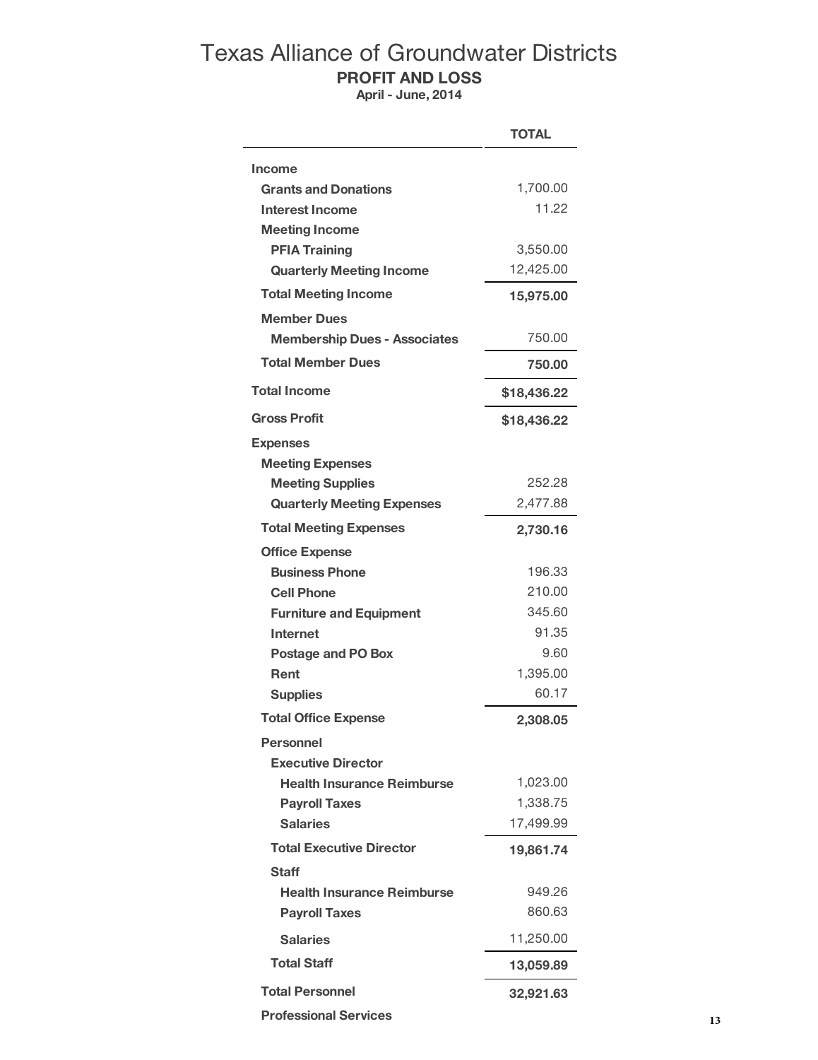# Texas Alliance of Groundwater Districts

## PROFIT AND LOSS

**April - June, 2014**

| | TOTAL |
|---|---|
| **Income** | |
| **Grants and Donations** | 1,700.00 |
| **Interest Income** | 11.22 |
| **Meeting Income** | |
| **PFIA Training** | 3,550.00 |
| **Quarterly Meeting Income** | 12,425.00 |
| **Total Meeting Income** | **15,975.00** |
| **Member Dues** | |
| **Membership Dues - Associates** | 750.00 |
| **Total Member Dues** | **750.00** |
| **Total Income** | **$18,436.22** |
| **Gross Profit** | **$18,436.22** |
| **Expenses** | |
| **Meeting Expenses** | |
| **Meeting Supplies** | 252.28 |
| **Quarterly Meeting Expenses** | 2,477.88 |
| **Total Meeting Expenses** | **2,730.16** |
| **Office Expense** | |
| **Business Phone** | 196.33 |
| **Cell Phone** | 210.00 |
| **Furniture and Equipment** | 345.60 |
| **Internet** | 91.35 |
| **Postage and PO Box** | 9.60 |
| **Rent** | 1,395.00 |
| **Supplies** | 60.17 |
| **Total Office Expense** | **2,308.05** |
| **Personnel** | |
| **Executive Director** | |
| **Health Insurance Reimburse** | 1,023.00 |
| **Payroll Taxes** | 1,338.75 |
| **Salaries** | 17,499.99 |
| **Total Executive Director** | **19,861.74** |
| **Staff** | |
| **Health Insurance Reimburse** | 949.26 |
| **Payroll Taxes** | 860.63 |
| **Salaries** | 11,250.00 |
| **Total Staff** | **13,059.89** |
| **Total Personnel** | **32,921.63** |
| **Professional Services** | |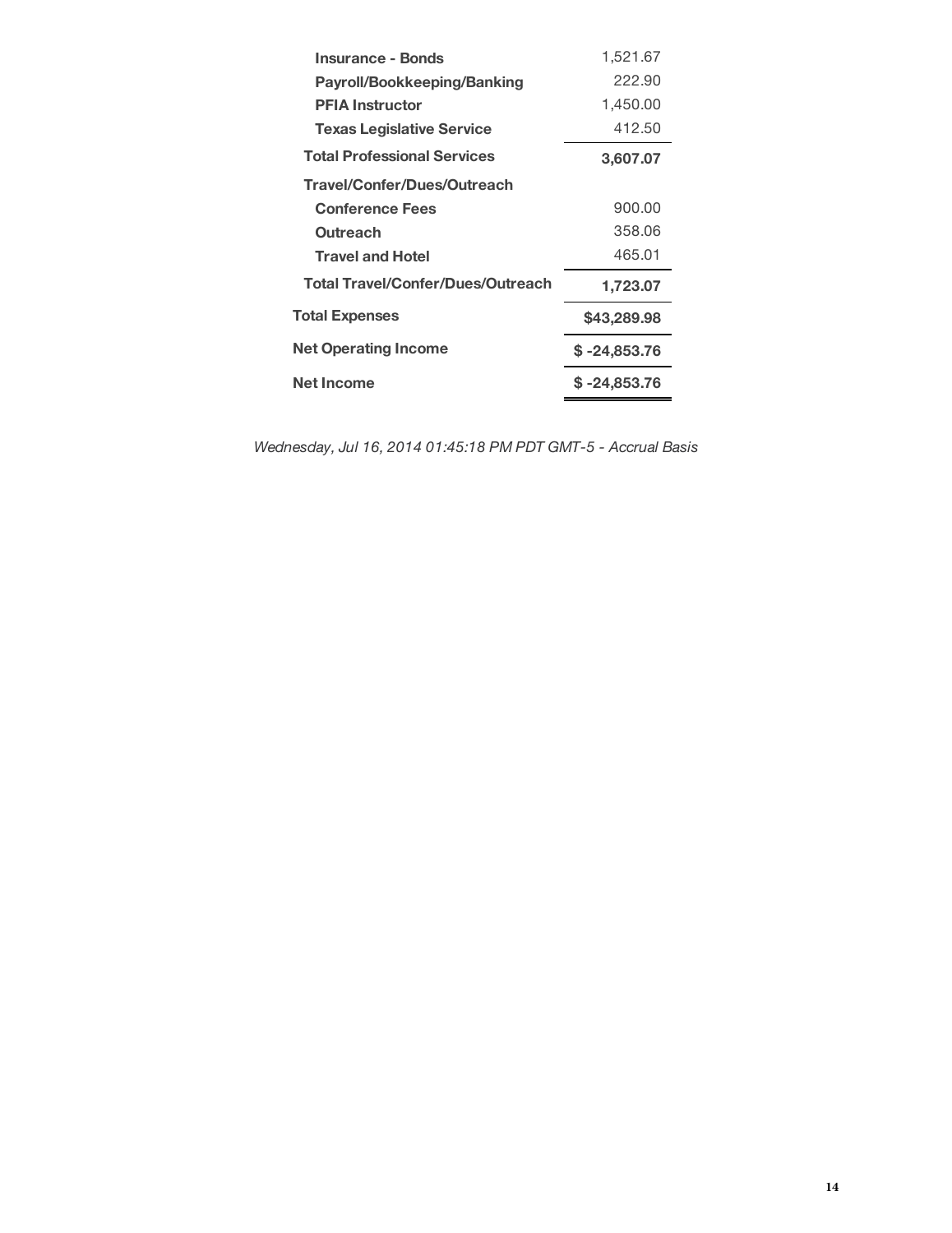| | |
|---|---|
| **Insurance - Bonds** | 1,521.67 |
| **Payroll/Bookkeeping/Banking** | 222.90 |
| **PFIA Instructor** | 1,450.00 |
| **Texas Legislative Service** | 412.50 |
| **Total Professional Services** | **3,607.07** |
| **Travel/Confer/Dues/Outreach** | |
| **Conference Fees** | 900.00 |
| **Outreach** | 358.06 |
| **Travel and Hotel** | 465.01 |
| **Total Travel/Confer/Dues/Outreach** | **1,723.07** |
| **Total Expenses** | **$43,289.98** |
| **Net Operating Income** | **$ -24,853.76** |
| **Net Income** | **$ -24,853.76** |

*Wednesday, Jul 16, 2014 01:45:18 PM PDT GMT-5 - Accrual Basis*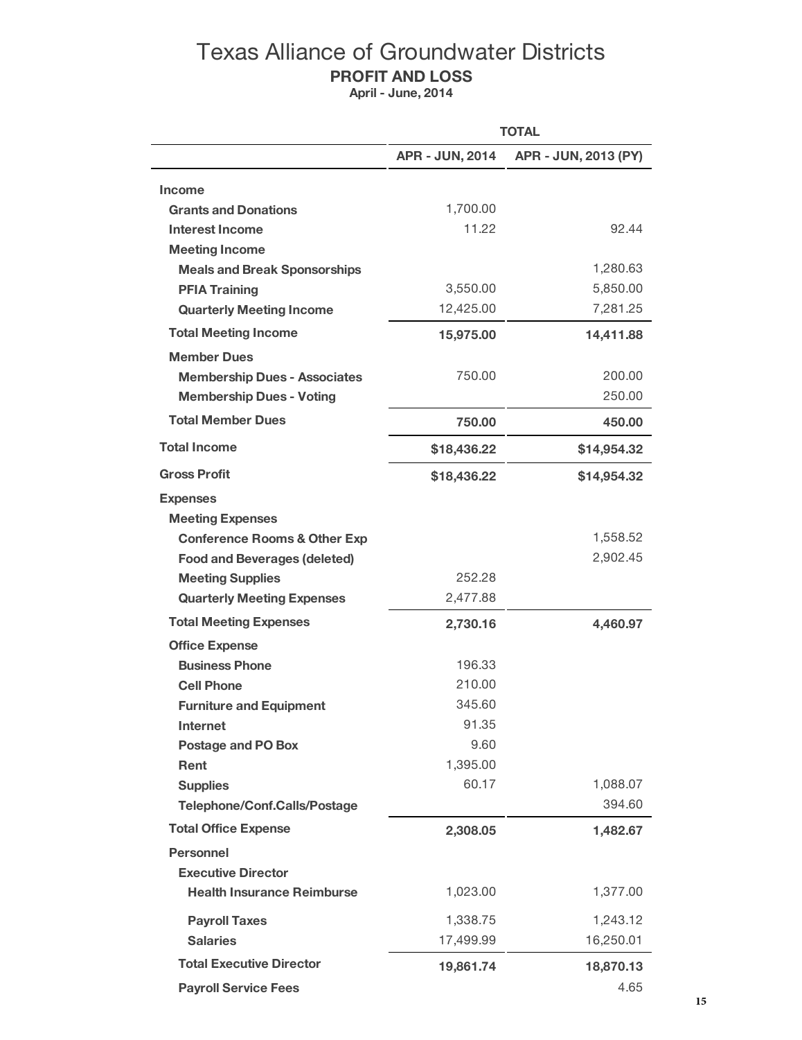# Texas Alliance of Groundwater Districts

## PROFIT AND LOSS

**April - June, 2014**

| | TOTAL | |
|---|---|---|
| | **APR - JUN, 2014** | **APR - JUN, 2013 (PY)** |
| **Income** | | |
| **Grants and Donations** | 1,700.00 | |
| **Interest Income** | 11.22 | 92.44 |
| **Meeting Income** | | |
| **Meals and Break Sponsorships** | | 1,280.63 |
| **PFIA Training** | 3,550.00 | 5,850.00 |
| **Quarterly Meeting Income** | 12,425.00 | 7,281.25 |
| **Total Meeting Income** | **15,975.00** | **14,411.88** |
| **Member Dues** | | |
| **Membership Dues - Associates** | 750.00 | 200.00 |
| **Membership Dues - Voting** | | 250.00 |
| **Total Member Dues** | **750.00** | **450.00** |
| **Total Income** | **$18,436.22** | **$14,954.32** |
| **Gross Profit** | **$18,436.22** | **$14,954.32** |
| **Expenses** | | |
| **Meeting Expenses** | | |
| **Conference Rooms & Other Exp** | | 1,558.52 |
| **Food and Beverages (deleted)** | | 2,902.45 |
| **Meeting Supplies** | 252.28 | |
| **Quarterly Meeting Expenses** | 2,477.88 | |
| **Total Meeting Expenses** | **2,730.16** | **4,460.97** |
| **Office Expense** | | |
| **Business Phone** | 196.33 | |
| **Cell Phone** | 210.00 | |
| **Furniture and Equipment** | 345.60 | |
| **Internet** | 91.35 | |
| **Postage and PO Box** | 9.60 | |
| **Rent** | 1,395.00 | |
| **Supplies** | 60.17 | 1,088.07 |
| **Telephone/Conf.Calls/Postage** | | 394.60 |
| **Total Office Expense** | **2,308.05** | **1,482.67** |
| **Personnel** | | |
| **Executive Director** | | |
| **Health Insurance Reimburse** | 1,023.00 | 1,377.00 |
| **Payroll Taxes** | 1,338.75 | 1,243.12 |
| **Salaries** | 17,499.99 | 16,250.01 |
| **Total Executive Director** | **19,861.74** | **18,870.13** |
| **Payroll Service Fees** | | 4.65 |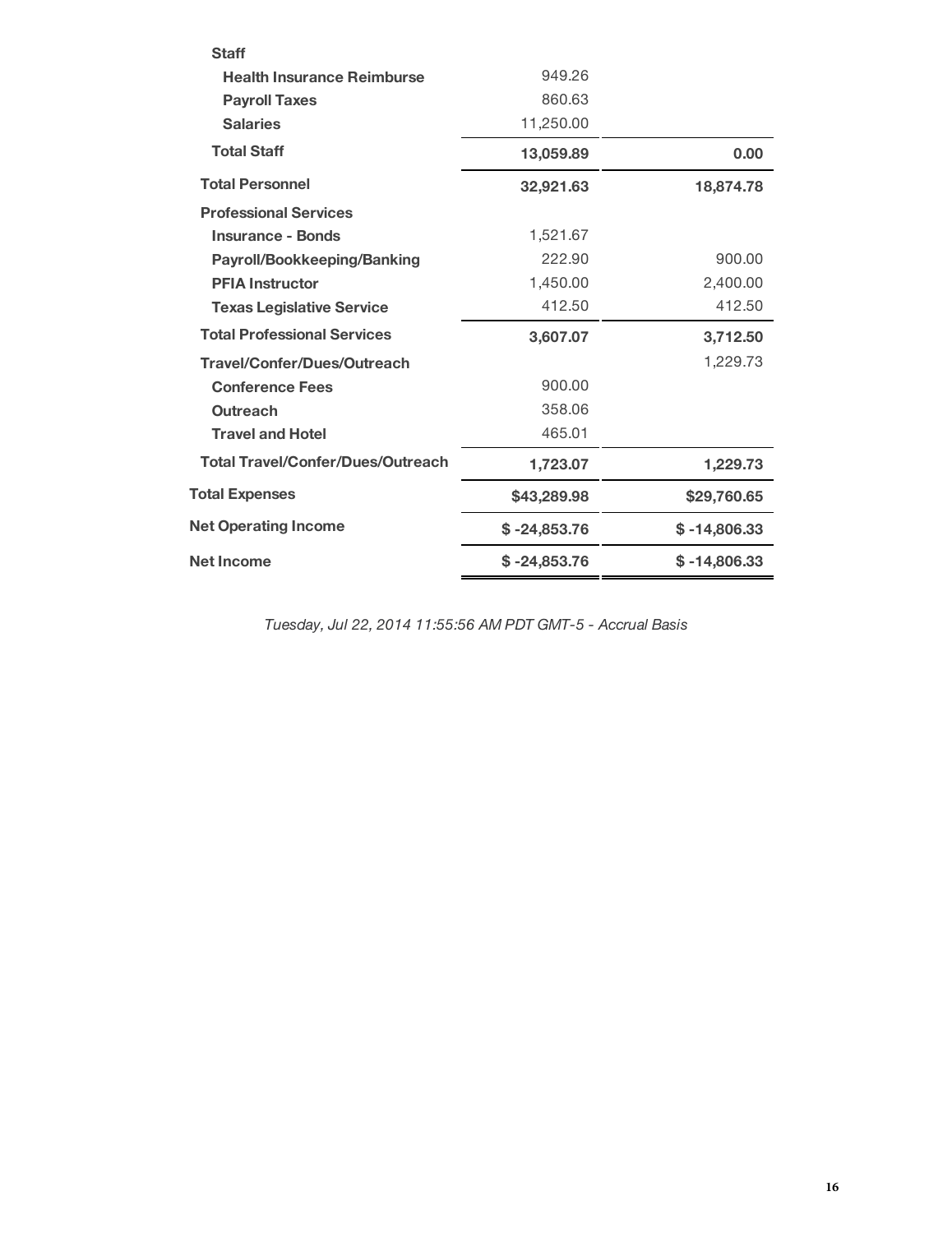| | | |
|---|---|---|
| **Staff** | | |
| **Health Insurance Reimburse** | 949.26 | |
| **Payroll Taxes** | 860.63 | |
| **Salaries** | 11,250.00 | |
| **Total Staff** | **13,059.89** | **0.00** |
| **Total Personnel** | **32,921.63** | **18,874.78** |
| **Professional Services** | | |
| **Insurance - Bonds** | 1,521.67 | |
| **Payroll/Bookkeeping/Banking** | 222.90 | 900.00 |
| **PFIA Instructor** | 1,450.00 | 2,400.00 |
| **Texas Legislative Service** | 412.50 | 412.50 |
| **Total Professional Services** | **3,607.07** | **3,712.50** |
| **Travel/Confer/Dues/Outreach** | | 1,229.73 |
| **Conference Fees** | 900.00 | |
| **Outreach** | 358.06 | |
| **Travel and Hotel** | 465.01 | |
| **Total Travel/Confer/Dues/Outreach** | **1,723.07** | **1,229.73** |
| **Total Expenses** | **$43,289.98** | **$29,760.65** |
| **Net Operating Income** | **$ -24,853.76** | **$ -14,806.33** |
| **Net Income** | **$ -24,853.76** | **$ -14,806.33** |

*Tuesday, Jul 22, 2014 11:55:56 AM PDT GMT-5 - Accrual Basis*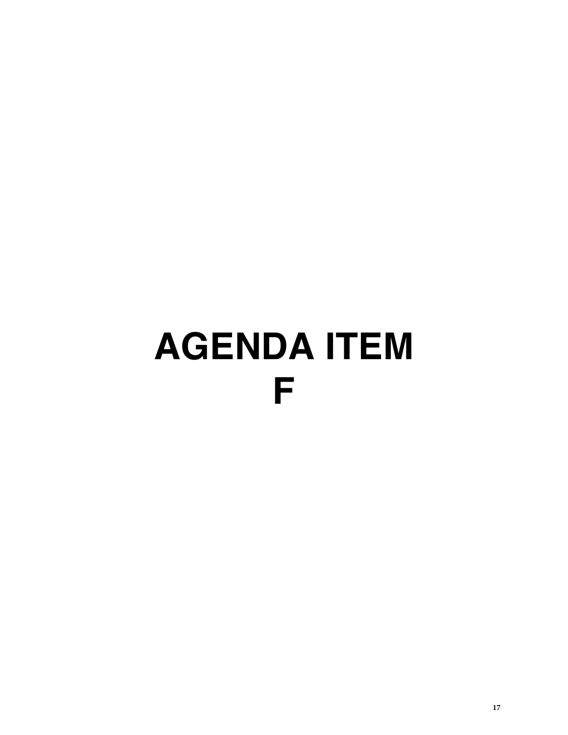# AGENDA ITEM F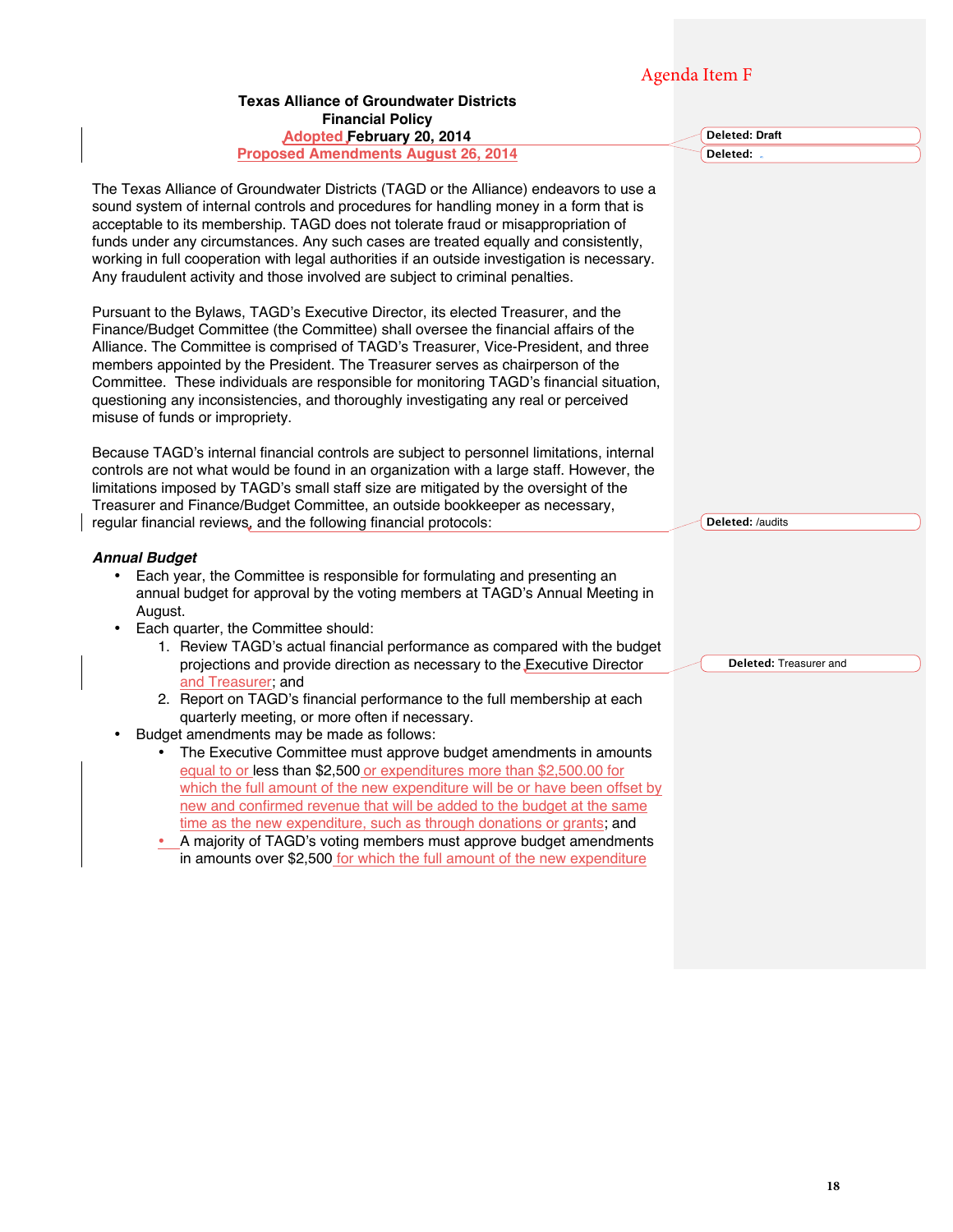Agenda Item F

**Texas Alliance of Groundwater Districts**
**Financial Policy**
**Adopted February 20, 2014**
**Proposed Amendments August 26, 2014**

The Texas Alliance of Groundwater Districts (TAGD or the Alliance) endeavors to use a sound system of internal controls and procedures for handling money in a form that is acceptable to its membership. TAGD does not tolerate fraud or misappropriation of funds under any circumstances. Any such cases are treated equally and consistently, working in full cooperation with legal authorities if an outside investigation is necessary. Any fraudulent activity and those involved are subject to criminal penalties.

Pursuant to the Bylaws, TAGD's Executive Director, its elected Treasurer, and the Finance/Budget Committee (the Committee) shall oversee the financial affairs of the Alliance. The Committee is comprised of TAGD's Treasurer, Vice-President, and three members appointed by the President. The Treasurer serves as chairperson of the Committee. These individuals are responsible for monitoring TAGD's financial situation, questioning any inconsistencies, and thoroughly investigating any real or perceived misuse of funds or impropriety.

Because TAGD's internal financial controls are subject to personnel limitations, internal controls are not what would be found in an organization with a large staff. However, the limitations imposed by TAGD's small staff size are mitigated by the oversight of the Treasurer and Finance/Budget Committee, an outside bookkeeper as necessary, regular financial reviews, and the following financial protocols:

***Annual Budget***

- Each year, the Committee is responsible for formulating and presenting an annual budget for approval by the voting members at TAGD's Annual Meeting in August.
- Each quarter, the Committee should:
  1. Review TAGD's actual financial performance as compared with the budget projections and provide direction as necessary to the Executive Director and Treasurer; and
  2. Report on TAGD's financial performance to the full membership at each quarterly meeting, or more often if necessary.
- Budget amendments may be made as follows:
  - The Executive Committee must approve budget amendments in amounts equal to or less than $2,500 or expenditures more than $2,500.00 for which the full amount of the new expenditure will be or have been offset by new and confirmed revenue that will be added to the budget at the same time as the new expenditure, such as through donations or grants; and
  - A majority of TAGD's voting members must approve budget amendments in amounts over $2,500 for which the full amount of the new expenditure

Deleted: Draft
Deleted:
Deleted: /audits
Deleted: Treasurer and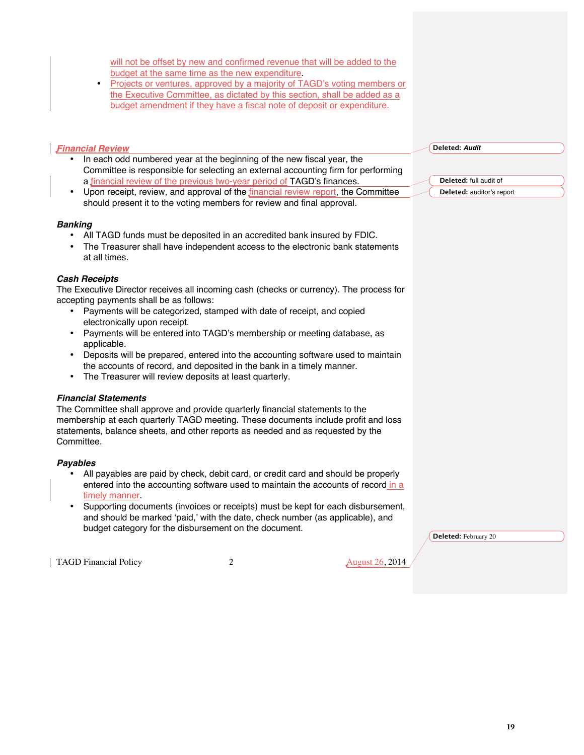will not be offset by new and confirmed revenue that will be added to the budget at the same time as the new expenditure.

- Projects or ventures, approved by a majority of TAGD's voting members or the Executive Committee, as dictated by this section, shall be added as a budget amendment if they have a fiscal note of deposit or expenditure.

### *Financial Review*

- In each odd numbered year at the beginning of the new fiscal year, the Committee is responsible for selecting an external accounting firm for performing a financial review of the previous two-year period of TAGD's finances.
- Upon receipt, review, and approval of the financial review report, the Committee should present it to the voting members for review and final approval.

### *Banking*

- All TAGD funds must be deposited in an accredited bank insured by FDIC.
- The Treasurer shall have independent access to the electronic bank statements at all times.

### *Cash Receipts*

The Executive Director receives all incoming cash (checks or currency). The process for accepting payments shall be as follows:

- Payments will be categorized, stamped with date of receipt, and copied electronically upon receipt.
- Payments will be entered into TAGD's membership or meeting database, as applicable.
- Deposits will be prepared, entered into the accounting software used to maintain the accounts of record, and deposited in the bank in a timely manner.
- The Treasurer will review deposits at least quarterly.

### *Financial Statements*

The Committee shall approve and provide quarterly financial statements to the membership at each quarterly TAGD meeting. These documents include profit and loss statements, balance sheets, and other reports as needed and as requested by the Committee.

### *Payables*

- All payables are paid by check, debit card, or credit card and should be properly entered into the accounting software used to maintain the accounts of record in a timely manner.
- Supporting documents (invoices or receipts) must be kept for each disbursement, and should be marked 'paid,' with the date, check number (as applicable), and budget category for the disbursement on the document.

Deleted: *Audit*

Deleted: full audit of

Deleted: auditor's report

Deleted: February 20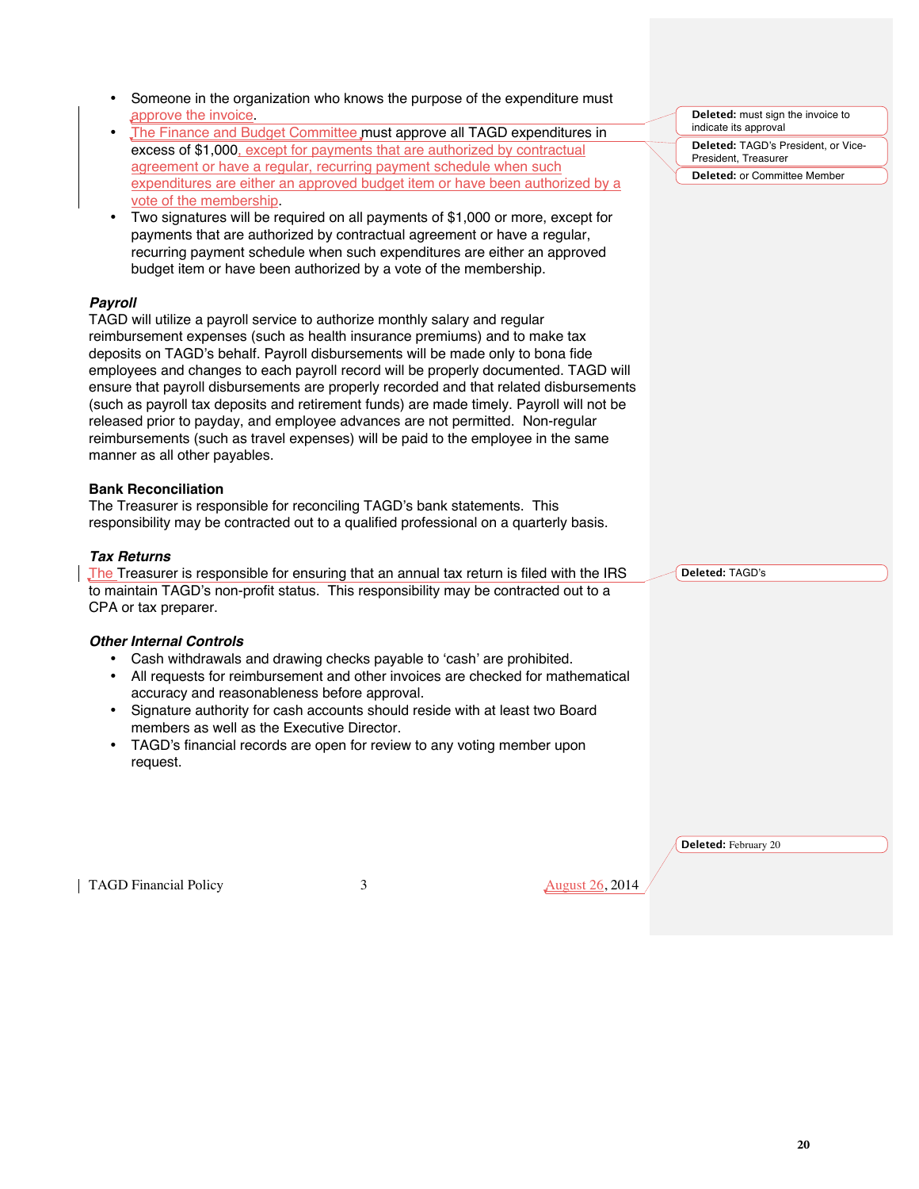- Someone in the organization who knows the purpose of the expenditure must approve the invoice.
- The Finance and Budget Committee must approve all TAGD expenditures in excess of $1,000, except for payments that are authorized by contractual agreement or have a regular, recurring payment schedule when such expenditures are either an approved budget item or have been authorized by a vote of the membership.
- Two signatures will be required on all payments of $1,000 or more, except for payments that are authorized by contractual agreement or have a regular, recurring payment schedule when such expenditures are either an approved budget item or have been authorized by a vote of the membership.

***Payroll***

TAGD will utilize a payroll service to authorize monthly salary and regular reimbursement expenses (such as health insurance premiums) and to make tax deposits on TAGD's behalf. Payroll disbursements will be made only to bona fide employees and changes to each payroll record will be properly documented. TAGD will ensure that payroll disbursements are properly recorded and that related disbursements (such as payroll tax deposits and retirement funds) are made timely. Payroll will not be released prior to payday, and employee advances are not permitted. Non-regular reimbursements (such as travel expenses) will be paid to the employee in the same manner as all other payables.

**Bank Reconciliation**

The Treasurer is responsible for reconciling TAGD's bank statements. This responsibility may be contracted out to a qualified professional on a quarterly basis.

***Tax Returns***

The Treasurer is responsible for ensuring that an annual tax return is filed with the IRS to maintain TAGD's non-profit status. This responsibility may be contracted out to a CPA or tax preparer.

***Other Internal Controls***

- Cash withdrawals and drawing checks payable to 'cash' are prohibited.
- All requests for reimbursement and other invoices are checked for mathematical accuracy and reasonableness before approval.
- Signature authority for cash accounts should reside with at least two Board members as well as the Executive Director.
- TAGD's financial records are open for review to any voting member upon request.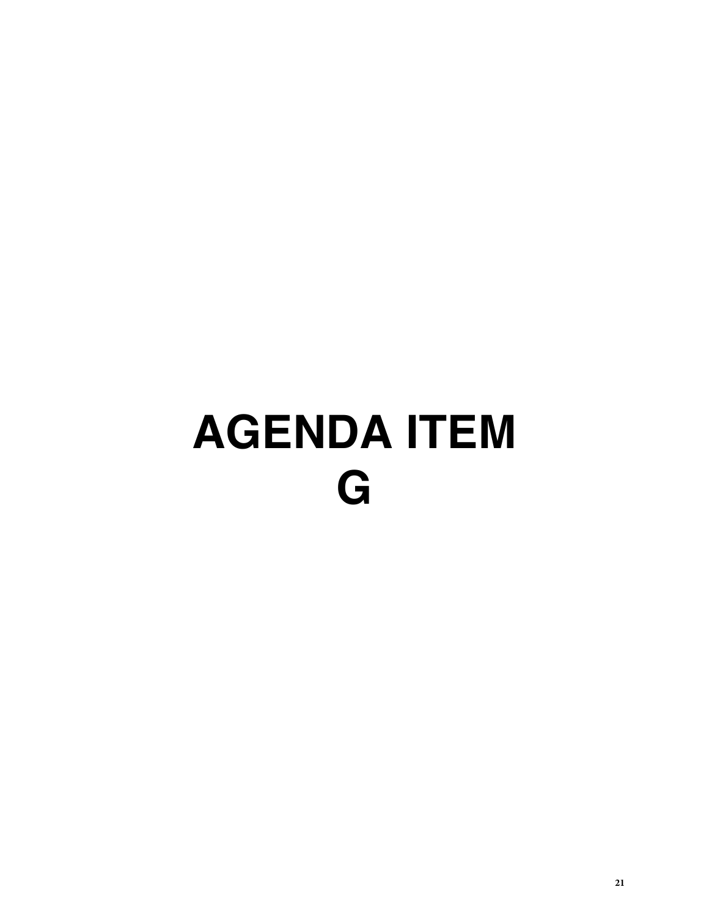# AGENDA ITEM G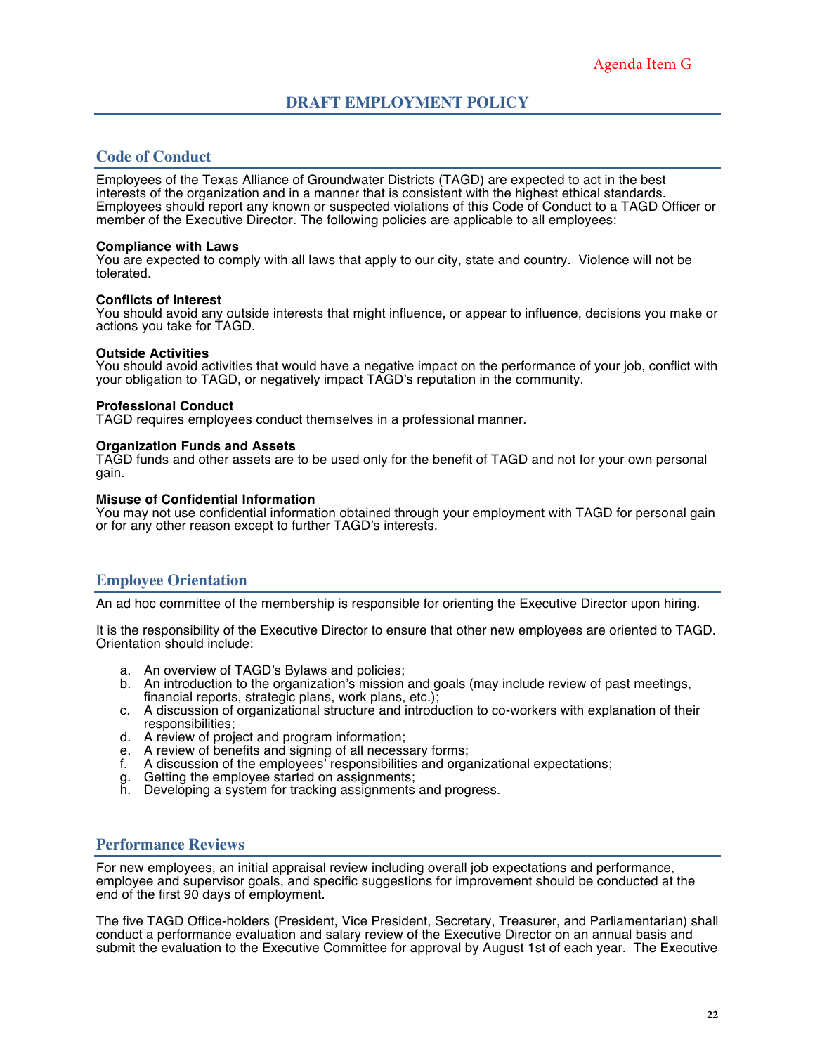Agenda Item G

# DRAFT EMPLOYMENT POLICY

## Code of Conduct

Employees of the Texas Alliance of Groundwater Districts (TAGD) are expected to act in the best interests of the organization and in a manner that is consistent with the highest ethical standards. Employees should report any known or suspected violations of this Code of Conduct to a TAGD Officer or member of the Executive Director. The following policies are applicable to all employees:

**Compliance with Laws**
You are expected to comply with all laws that apply to our city, state and country. Violence will not be tolerated.

**Conflicts of Interest**
You should avoid any outside interests that might influence, or appear to influence, decisions you make or actions you take for TAGD.

**Outside Activities**
You should avoid activities that would have a negative impact on the performance of your job, conflict with your obligation to TAGD, or negatively impact TAGD's reputation in the community.

**Professional Conduct**
TAGD requires employees conduct themselves in a professional manner.

**Organization Funds and Assets**
TAGD funds and other assets are to be used only for the benefit of TAGD and not for your own personal gain.

**Misuse of Confidential Information**
You may not use confidential information obtained through your employment with TAGD for personal gain or for any other reason except to further TAGD's interests.

## Employee Orientation

An ad hoc committee of the membership is responsible for orienting the Executive Director upon hiring.

It is the responsibility of the Executive Director to ensure that other new employees are oriented to TAGD. Orientation should include:

a. An overview of TAGD's Bylaws and policies;
b. An introduction to the organization's mission and goals (may include review of past meetings, financial reports, strategic plans, work plans, etc.);
c. A discussion of organizational structure and introduction to co-workers with explanation of their responsibilities;
d. A review of project and program information;
e. A review of benefits and signing of all necessary forms;
f. A discussion of the employees' responsibilities and organizational expectations;
g. Getting the employee started on assignments;
h. Developing a system for tracking assignments and progress.

## Performance Reviews

For new employees, an initial appraisal review including overall job expectations and performance, employee and supervisor goals, and specific suggestions for improvement should be conducted at the end of the first 90 days of employment.

The five TAGD Office-holders (President, Vice President, Secretary, Treasurer, and Parliamentarian) shall conduct a performance evaluation and salary review of the Executive Director on an annual basis and submit the evaluation to the Executive Committee for approval by August 1st of each year. The Executive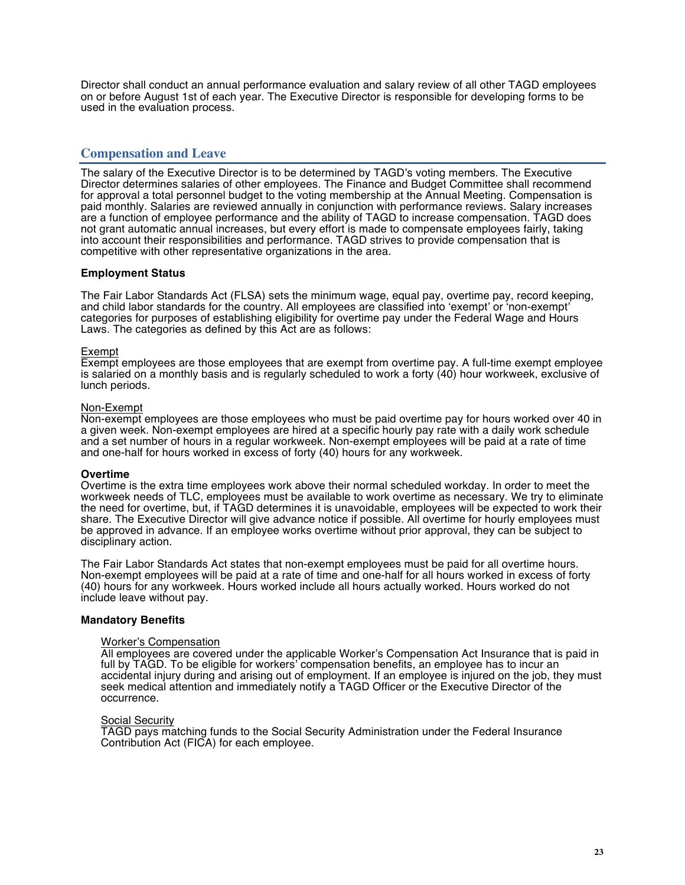Director shall conduct an annual performance evaluation and salary review of all other TAGD employees on or before August 1st of each year. The Executive Director is responsible for developing forms to be used in the evaluation process.

## Compensation and Leave

The salary of the Executive Director is to be determined by TAGD's voting members. The Executive Director determines salaries of other employees. The Finance and Budget Committee shall recommend for approval a total personnel budget to the voting membership at the Annual Meeting. Compensation is paid monthly. Salaries are reviewed annually in conjunction with performance reviews. Salary increases are a function of employee performance and the ability of TAGD to increase compensation. TAGD does not grant automatic annual increases, but every effort is made to compensate employees fairly, taking into account their responsibilities and performance. TAGD strives to provide compensation that is competitive with other representative organizations in the area.

### Employment Status

The Fair Labor Standards Act (FLSA) sets the minimum wage, equal pay, overtime pay, record keeping, and child labor standards for the country. All employees are classified into 'exempt' or 'non-exempt' categories for purposes of establishing eligibility for overtime pay under the Federal Wage and Hours Laws. The categories as defined by this Act are as follows:

<u>Exempt</u>
Exempt employees are those employees that are exempt from overtime pay. A full-time exempt employee is salaried on a monthly basis and is regularly scheduled to work a forty (40) hour workweek, exclusive of lunch periods.

<u>Non-Exempt</u>
Non-exempt employees are those employees who must be paid overtime pay for hours worked over 40 in a given week. Non-exempt employees are hired at a specific hourly pay rate with a daily work schedule and a set number of hours in a regular workweek. Non-exempt employees will be paid at a rate of time and one-half for hours worked in excess of forty (40) hours for any workweek.

### Overtime

Overtime is the extra time employees work above their normal scheduled workday. In order to meet the workweek needs of TLC, employees must be available to work overtime as necessary. We try to eliminate the need for overtime, but, if TAGD determines it is unavoidable, employees will be expected to work their share. The Executive Director will give advance notice if possible. All overtime for hourly employees must be approved in advance. If an employee works overtime without prior approval, they can be subject to disciplinary action.

The Fair Labor Standards Act states that non-exempt employees must be paid for all overtime hours. Non-exempt employees will be paid at a rate of time and one-half for all hours worked in excess of forty (40) hours for any workweek. Hours worked include all hours actually worked. Hours worked do not include leave without pay.

### Mandatory Benefits

<u>Worker's Compensation</u>
All employees are covered under the applicable Worker's Compensation Act Insurance that is paid in full by TAGD. To be eligible for workers' compensation benefits, an employee has to incur an accidental injury during and arising out of employment. If an employee is injured on the job, they must seek medical attention and immediately notify a TAGD Officer or the Executive Director of the occurrence.

<u>Social Security</u>
TAGD pays matching funds to the Social Security Administration under the Federal Insurance Contribution Act (FICA) for each employee.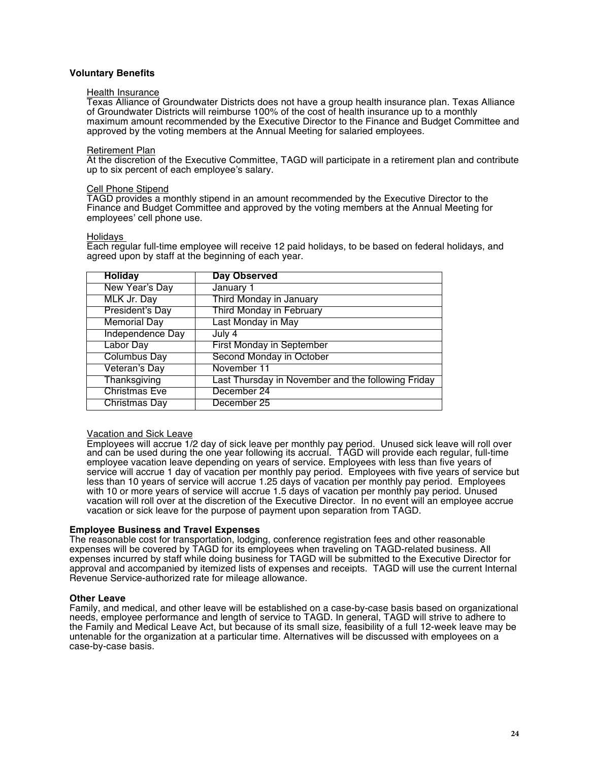**Voluntary Benefits**

Health Insurance
Texas Alliance of Groundwater Districts does not have a group health insurance plan. Texas Alliance of Groundwater Districts will reimburse 100% of the cost of health insurance up to a monthly maximum amount recommended by the Executive Director to the Finance and Budget Committee and approved by the voting members at the Annual Meeting for salaried employees.

Retirement Plan
At the discretion of the Executive Committee, TAGD will participate in a retirement plan and contribute up to six percent of each employee's salary.

Cell Phone Stipend
TAGD provides a monthly stipend in an amount recommended by the Executive Director to the Finance and Budget Committee and approved by the voting members at the Annual Meeting for employees' cell phone use.

Holidays
Each regular full-time employee will receive 12 paid holidays, to be based on federal holidays, and agreed upon by staff at the beginning of each year.

| Holiday | Day Observed |
|---|---|
| New Year's Day | January 1 |
| MLK Jr. Day | Third Monday in January |
| President's Day | Third Monday in February |
| Memorial Day | Last Monday in May |
| Independence Day | July 4 |
| Labor Day | First Monday in September |
| Columbus Day | Second Monday in October |
| Veteran's Day | November 11 |
| Thanksgiving | Last Thursday in November and the following Friday |
| Christmas Eve | December 24 |
| Christmas Day | December 25 |

Vacation and Sick Leave
Employees will accrue 1/2 day of sick leave per monthly pay period. Unused sick leave will roll over and can be used during the one year following its accrual. TAGD will provide each regular, full-time employee vacation leave depending on years of service. Employees with less than five years of service will accrue 1 day of vacation per monthly pay period. Employees with five years of service but less than 10 years of service will accrue 1.25 days of vacation per monthly pay period. Employees with 10 or more years of service will accrue 1.5 days of vacation per monthly pay period. Unused vacation will roll over at the discretion of the Executive Director. In no event will an employee accrue vacation or sick leave for the purpose of payment upon separation from TAGD.

**Employee Business and Travel Expenses**
The reasonable cost for transportation, lodging, conference registration fees and other reasonable expenses will be covered by TAGD for its employees when traveling on TAGD-related business. All expenses incurred by staff while doing business for TAGD will be submitted to the Executive Director for approval and accompanied by itemized lists of expenses and receipts. TAGD will use the current Internal Revenue Service-authorized rate for mileage allowance.

**Other Leave**
Family, and medical, and other leave will be established on a case-by-case basis based on organizational needs, employee performance and length of service to TAGD. In general, TAGD will strive to adhere to the Family and Medical Leave Act, but because of its small size, feasibility of a full 12-week leave may be untenable for the organization at a particular time. Alternatives will be discussed with employees on a case-by-case basis.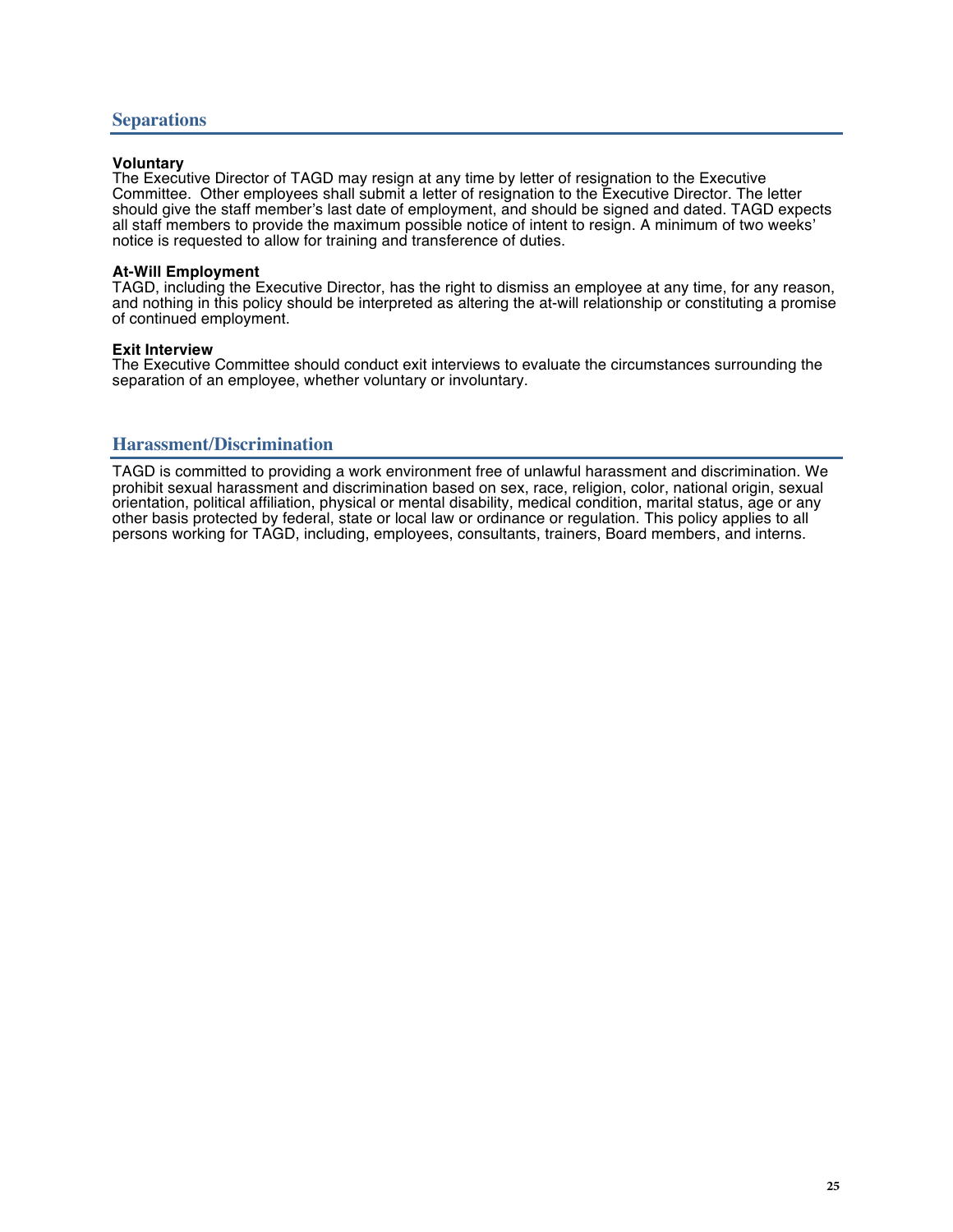## Separations

**Voluntary**
The Executive Director of TAGD may resign at any time by letter of resignation to the Executive Committee. Other employees shall submit a letter of resignation to the Executive Director. The letter should give the staff member's last date of employment, and should be signed and dated. TAGD expects all staff members to provide the maximum possible notice of intent to resign. A minimum of two weeks' notice is requested to allow for training and transference of duties.

**At-Will Employment**
TAGD, including the Executive Director, has the right to dismiss an employee at any time, for any reason, and nothing in this policy should be interpreted as altering the at-will relationship or constituting a promise of continued employment.

**Exit Interview**
The Executive Committee should conduct exit interviews to evaluate the circumstances surrounding the separation of an employee, whether voluntary or involuntary.

## Harassment/Discrimination

TAGD is committed to providing a work environment free of unlawful harassment and discrimination. We prohibit sexual harassment and discrimination based on sex, race, religion, color, national origin, sexual orientation, political affiliation, physical or mental disability, medical condition, marital status, age or any other basis protected by federal, state or local law or ordinance or regulation. This policy applies to all persons working for TAGD, including, employees, consultants, trainers, Board members, and interns.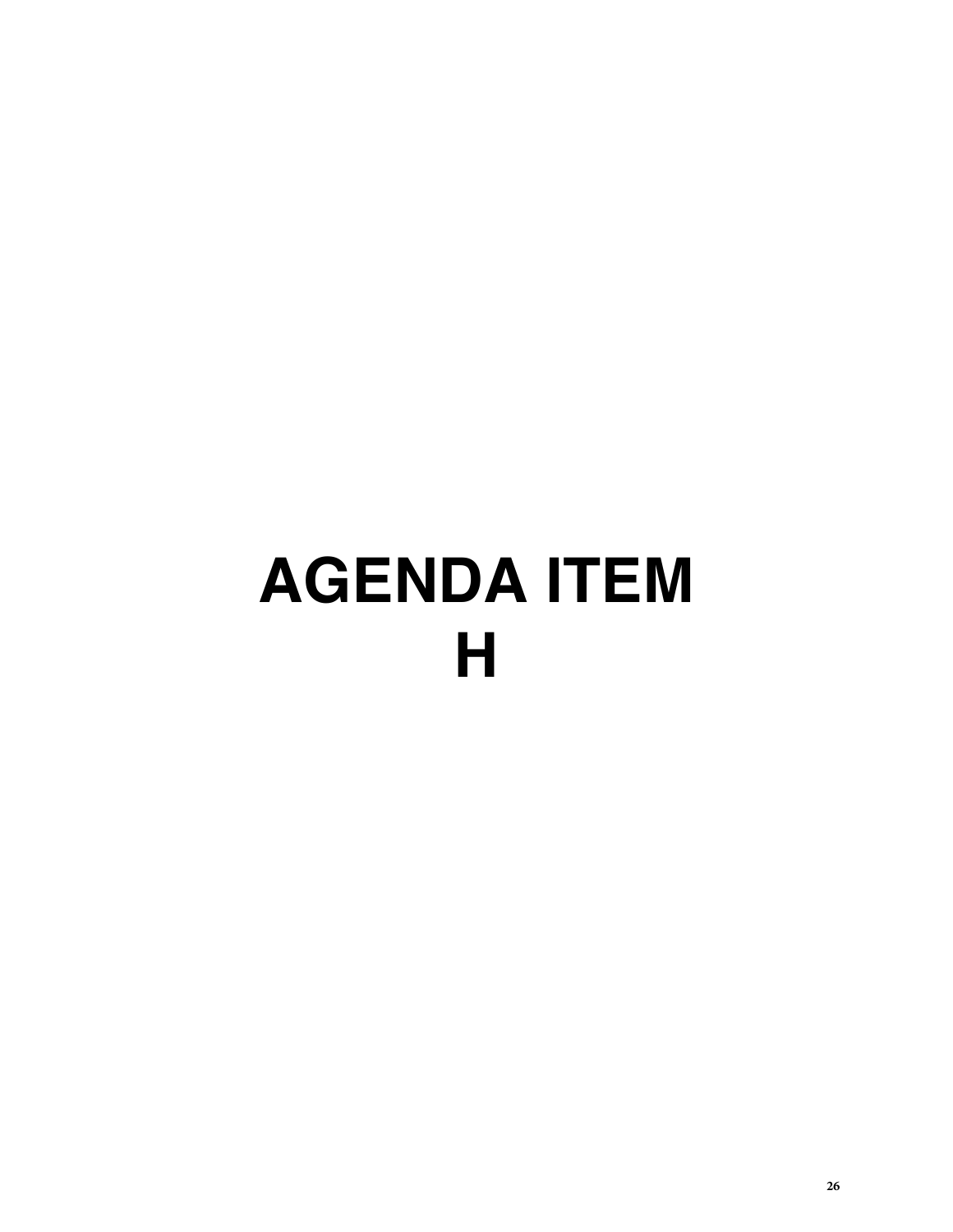# AGENDA ITEM
# H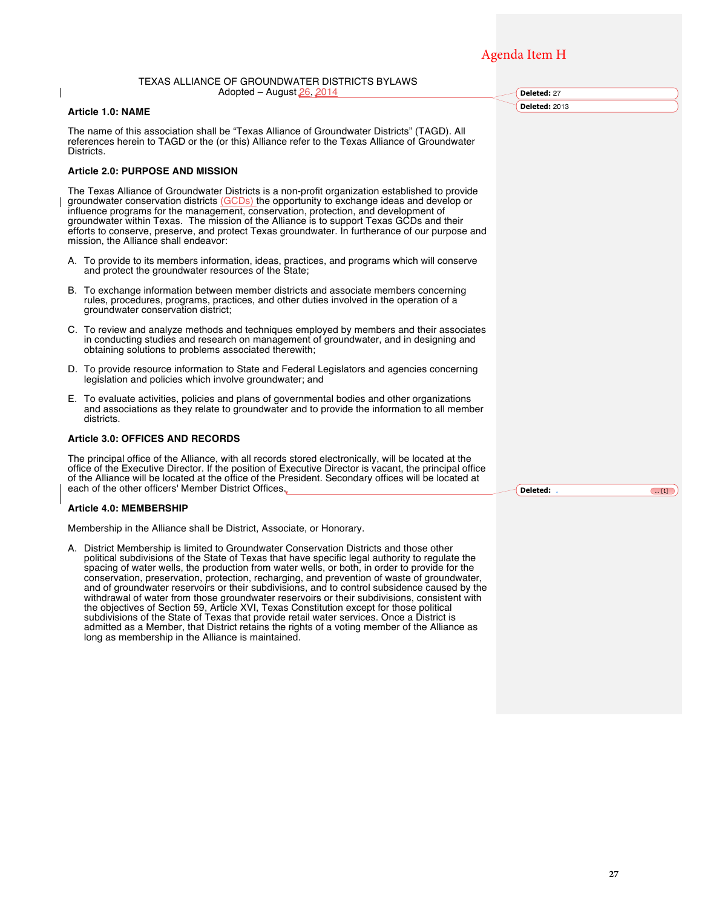Agenda Item H

# TEXAS ALLIANCE OF GROUNDWATER DISTRICTS BYLAWS

Adopted – August 26, 2014

Deleted: 27

Deleted: 2013

## Article 1.0: NAME

The name of this association shall be "Texas Alliance of Groundwater Districts" (TAGD). All references herein to TAGD or the (or this) Alliance refer to the Texas Alliance of Groundwater Districts.

## Article 2.0: PURPOSE AND MISSION

The Texas Alliance of Groundwater Districts is a non-profit organization established to provide groundwater conservation districts (GCDs) the opportunity to exchange ideas and develop or influence programs for the management, conservation, protection, and development of groundwater within Texas. The mission of the Alliance is to support Texas GCDs and their efforts to conserve, preserve, and protect Texas groundwater. In furtherance of our purpose and mission, the Alliance shall endeavor:

A. To provide to its members information, ideas, practices, and programs which will conserve and protect the groundwater resources of the State;

B. To exchange information between member districts and associate members concerning rules, procedures, programs, practices, and other duties involved in the operation of a groundwater conservation district;

C. To review and analyze methods and techniques employed by members and their associates in conducting studies and research on management of groundwater, and in designing and obtaining solutions to problems associated therewith;

D. To provide resource information to State and Federal Legislators and agencies concerning legislation and policies which involve groundwater; and

E. To evaluate activities, policies and plans of governmental bodies and other organizations and associations as they relate to groundwater and to provide the information to all member districts.

## Article 3.0: OFFICES AND RECORDS

The principal office of the Alliance, with all records stored electronically, will be located at the office of the Executive Director. If the position of Executive Director is vacant, the principal office of the Alliance will be located at the office of the President. Secondary offices will be located at each of the other officers' Member District Offices.

Deleted: ... [1]

## Article 4.0: MEMBERSHIP

Membership in the Alliance shall be District, Associate, or Honorary.

A. District Membership is limited to Groundwater Conservation Districts and those other political subdivisions of the State of Texas that have specific legal authority to regulate the spacing of water wells, the production from water wells, or both, in order to provide for the conservation, preservation, protection, recharging, and prevention of waste of groundwater, and of groundwater reservoirs or their subdivisions, and to control subsidence caused by the withdrawal of water from those groundwater reservoirs or their subdivisions, consistent with the objectives of Section 59, Article XVI, Texas Constitution except for those political subdivisions of the State of Texas that provide retail water services. Once a District is admitted as a Member, that District retains the rights of a voting member of the Alliance as long as membership in the Alliance is maintained.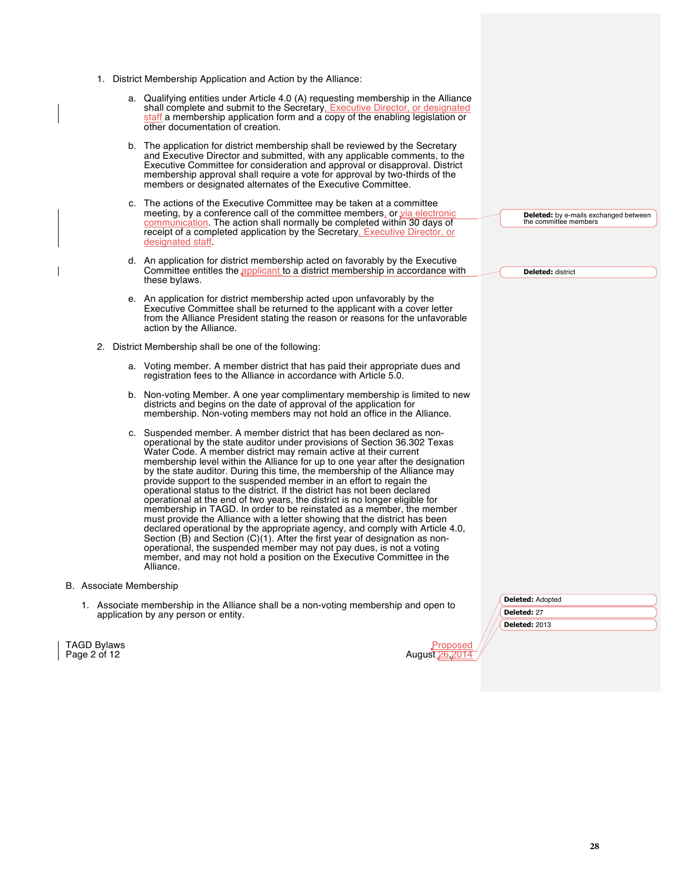1. District Membership Application and Action by the Alliance:

   a. Qualifying entities under Article 4.0 (A) requesting membership in the Alliance shall complete and submit to the Secretary, Executive Director, or designated staff a membership application form and a copy of the enabling legislation or other documentation of creation.

   b. The application for district membership shall be reviewed by the Secretary and Executive Director and submitted, with any applicable comments, to the Executive Committee for consideration and approval or disapproval. District membership approval shall require a vote for approval by two-thirds of the members or designated alternates of the Executive Committee.

   c. The actions of the Executive Committee may be taken at a committee meeting, by a conference call of the committee members, or via electronic communication. The action shall normally be completed within 30 days of receipt of a completed application by the Secretary, Executive Director, or designated staff.

   d. An application for district membership acted on favorably by the Executive Committee entitles the applicant to a district membership in accordance with these bylaws.

   e. An application for district membership acted upon unfavorably by the Executive Committee shall be returned to the applicant with a cover letter from the Alliance President stating the reason or reasons for the unfavorable action by the Alliance.

2. District Membership shall be one of the following:

   a. Voting member. A member district that has paid their appropriate dues and registration fees to the Alliance in accordance with Article 5.0.

   b. Non-voting Member. A one year complimentary membership is limited to new districts and begins on the date of approval of the application for membership. Non-voting members may not hold an office in the Alliance.

   c. Suspended member. A member district that has been declared as non-operational by the state auditor under provisions of Section 36.302 Texas Water Code. A member district may remain active at their current membership level within the Alliance for up to one year after the designation by the state auditor. During this time, the membership of the Alliance may provide support to the suspended member in an effort to regain the operational status to the district. If the district has not been declared operational at the end of two years, the district is no longer eligible for membership in TAGD. In order to be reinstated as a member, the member must provide the Alliance with a letter showing that the district has been declared operational by the appropriate agency, and comply with Article 4.0, Section (B) and Section (C)(1). After the first year of designation as non-operational, the suspended member may not pay dues, is not a voting member, and may not hold a position on the Executive Committee in the Alliance.

B. Associate Membership

1. Associate membership in the Alliance shall be a non-voting membership and open to application by any person or entity.

**Deleted:** by e-mails exchanged between the committee members

**Deleted:** district

**Deleted:** Adopted

**Deleted:** 27

**Deleted:** 2013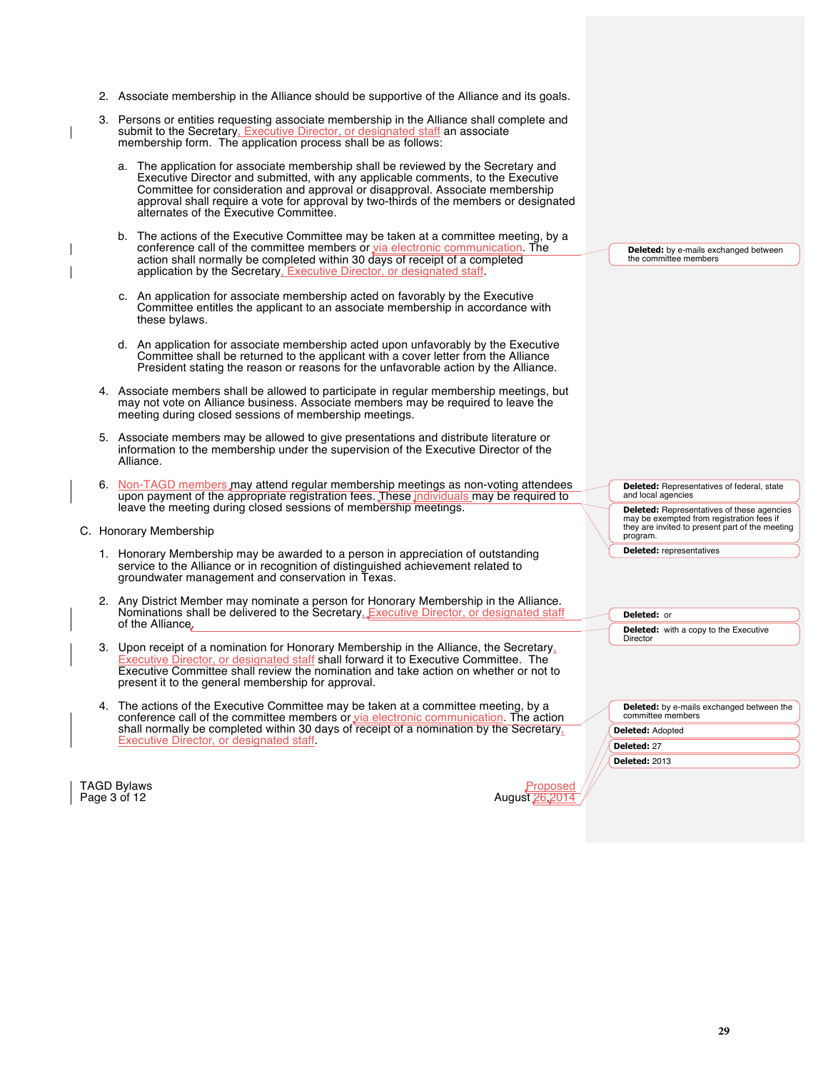2. Associate membership in the Alliance should be supportive of the Alliance and its goals.

3. Persons or entities requesting associate membership in the Alliance shall complete and submit to the Secretary, Executive Director, or designated staff an associate membership form. The application process shall be as follows:

   a. The application for associate membership shall be reviewed by the Secretary and Executive Director and submitted, with any applicable comments, to the Executive Committee for consideration and approval or disapproval. Associate membership approval shall require a vote for approval by two-thirds of the members or designated alternates of the Executive Committee.

   b. The actions of the Executive Committee may be taken at a committee meeting, by a conference call of the committee members or via electronic communication. The action shall normally be completed within 30 days of receipt of a completed application by the Secretary, Executive Director, or designated staff.

   c. An application for associate membership acted on favorably by the Executive Committee entitles the applicant to an associate membership in accordance with these bylaws.

   d. An application for associate membership acted upon unfavorably by the Executive Committee shall be returned to the applicant with a cover letter from the Alliance President stating the reason or reasons for the unfavorable action by the Alliance.

4. Associate members shall be allowed to participate in regular membership meetings, but may not vote on Alliance business. Associate members may be required to leave the meeting during closed sessions of membership meetings.

5. Associate members may be allowed to give presentations and distribute literature or information to the membership under the supervision of the Executive Director of the Alliance.

6. Non-TAGD members may attend regular membership meetings as non-voting attendees upon payment of the appropriate registration fees. These individuals may be required to leave the meeting during closed sessions of membership meetings.

C. Honorary Membership

1. Honorary Membership may be awarded to a person in appreciation of outstanding service to the Alliance or in recognition of distinguished achievement related to groundwater management and conservation in Texas.

2. Any District Member may nominate a person for Honorary Membership in the Alliance. Nominations shall be delivered to the Secretary, Executive Director, or designated staff of the Alliance.

3. Upon receipt of a nomination for Honorary Membership in the Alliance, the Secretary, Executive Director, or designated staff shall forward it to Executive Committee. The Executive Committee shall review the nomination and take action on whether or not to present it to the general membership for approval.

4. The actions of the Executive Committee may be taken at a committee meeting, by a conference call of the committee members or via electronic communication. The action shall normally be completed within 30 days of receipt of a nomination by the Secretary, Executive Director, or designated staff.

**Deleted:** by e-mails exchanged between the committee members

**Deleted:** Representatives of federal, state and local agencies

**Deleted:** Representatives of these agencies may be exempted from registration fees if they are invited to present part of the meeting program.

**Deleted:** representatives

**Deleted:** or

**Deleted:** with a copy to the Executive Director

**Deleted:** by e-mails exchanged between the committee members

**Deleted:** Adopted

**Deleted:** 27

**Deleted:** 2013

TAGD Bylaws
Proposed August 26, 2014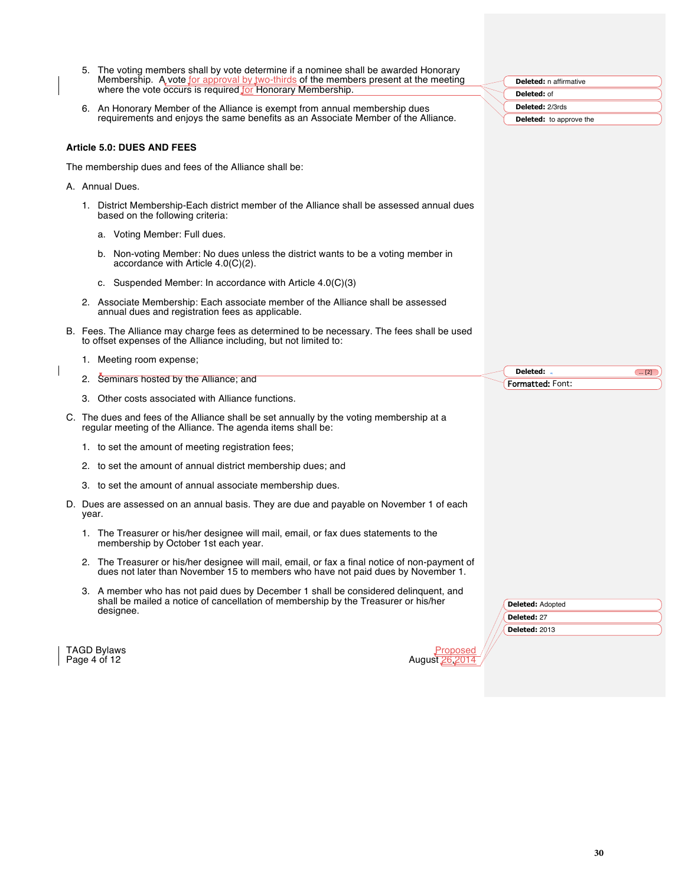5. The voting members shall by vote determine if a nominee shall be awarded Honorary Membership. A vote for approval by two-thirds of the members present at the meeting where the vote occurs is required for Honorary Membership.

6. An Honorary Member of the Alliance is exempt from annual membership dues requirements and enjoys the same benefits as an Associate Member of the Alliance.

**Article 5.0: DUES AND FEES**

The membership dues and fees of the Alliance shall be:

A. Annual Dues.

   1. District Membership-Each district member of the Alliance shall be assessed annual dues based on the following criteria:

      a. Voting Member: Full dues.

      b. Non-voting Member: No dues unless the district wants to be a voting member in accordance with Article 4.0(C)(2).

      c. Suspended Member: In accordance with Article 4.0(C)(3)

   2. Associate Membership: Each associate member of the Alliance shall be assessed annual dues and registration fees as applicable.

B. Fees. The Alliance may charge fees as determined to be necessary. The fees shall be used to offset expenses of the Alliance including, but not limited to:

   1. Meeting room expense;

   2. Seminars hosted by the Alliance; and

   3. Other costs associated with Alliance functions.

C. The dues and fees of the Alliance shall be set annually by the voting membership at a regular meeting of the Alliance. The agenda items shall be:

   1. to set the amount of meeting registration fees;

   2. to set the amount of annual district membership dues; and

   3. to set the amount of annual associate membership dues.

D. Dues are assessed on an annual basis. They are due and payable on November 1 of each year.

   1. The Treasurer or his/her designee will mail, email, or fax dues statements to the membership by October 1st each year.

   2. The Treasurer or his/her designee will mail, email, or fax a final notice of non-payment of dues not later than November 15 to members who have not paid dues by November 1.

   3. A member who has not paid dues by December 1 shall be considered delinquent, and shall be mailed a notice of cancellation of membership by the Treasurer or his/her designee.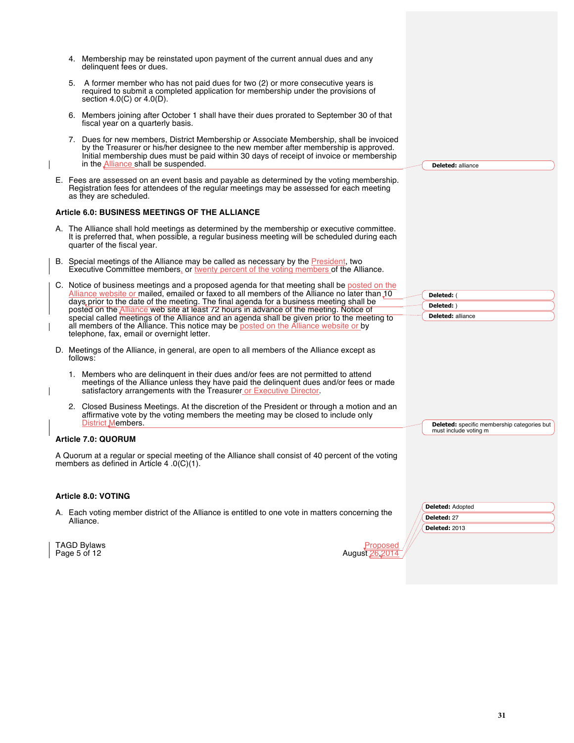4. Membership may be reinstated upon payment of the current annual dues and any delinquent fees or dues.

5. A former member who has not paid dues for two (2) or more consecutive years is required to submit a completed application for membership under the provisions of section 4.0(C) or 4.0(D).

6. Members joining after October 1 shall have their dues prorated to September 30 of that fiscal year on a quarterly basis.

7. Dues for new members, District Membership or Associate Membership, shall be invoiced by the Treasurer or his/her designee to the new member after membership is approved. Initial membership dues must be paid within 30 days of receipt of invoice or membership in the Alliance shall be suspended.

E. Fees are assessed on an event basis and payable as determined by the voting membership. Registration fees for attendees of the regular meetings may be assessed for each meeting as they are scheduled.

**Article 6.0: BUSINESS MEETINGS OF THE ALLIANCE**

A. The Alliance shall hold meetings as determined by the membership or executive committee. It is preferred that, when possible, a regular business meeting will be scheduled during each quarter of the fiscal year.

B. Special meetings of the Alliance may be called as necessary by the President, two Executive Committee members, or twenty percent of the voting members of the Alliance.

C. Notice of business meetings and a proposed agenda for that meeting shall be posted on the Alliance website or mailed, emailed or faxed to all members of the Alliance no later than 10 days prior to the date of the meeting. The final agenda for a business meeting shall be posted on the Alliance web site at least 72 hours in advance of the meeting. Notice of special called meetings of the Alliance and an agenda shall be given prior to the meeting to all members of the Alliance. This notice may be posted on the Alliance website or by telephone, fax, email or overnight letter.

D. Meetings of the Alliance, in general, are open to all members of the Alliance except as follows:

1. Members who are delinquent in their dues and/or fees are not permitted to attend meetings of the Alliance unless they have paid the delinquent dues and/or fees or made satisfactory arrangements with the Treasurer or Executive Director.

2. Closed Business Meetings. At the discretion of the President or through a motion and an affirmative vote by the voting members the meeting may be closed to include only District Members.

**Article 7.0: QUORUM**

A Quorum at a regular or special meeting of the Alliance shall consist of 40 percent of the voting members as defined in Article 4 .0(C)(1).

**Article 8.0: VOTING**

A. Each voting member district of the Alliance is entitled to one vote in matters concerning the Alliance.

Deleted: alliance

Deleted: (

Deleted: )

Deleted: alliance

Deleted: specific membership categories but must include voting m

Deleted: Adopted

Deleted: 27

Deleted: 2013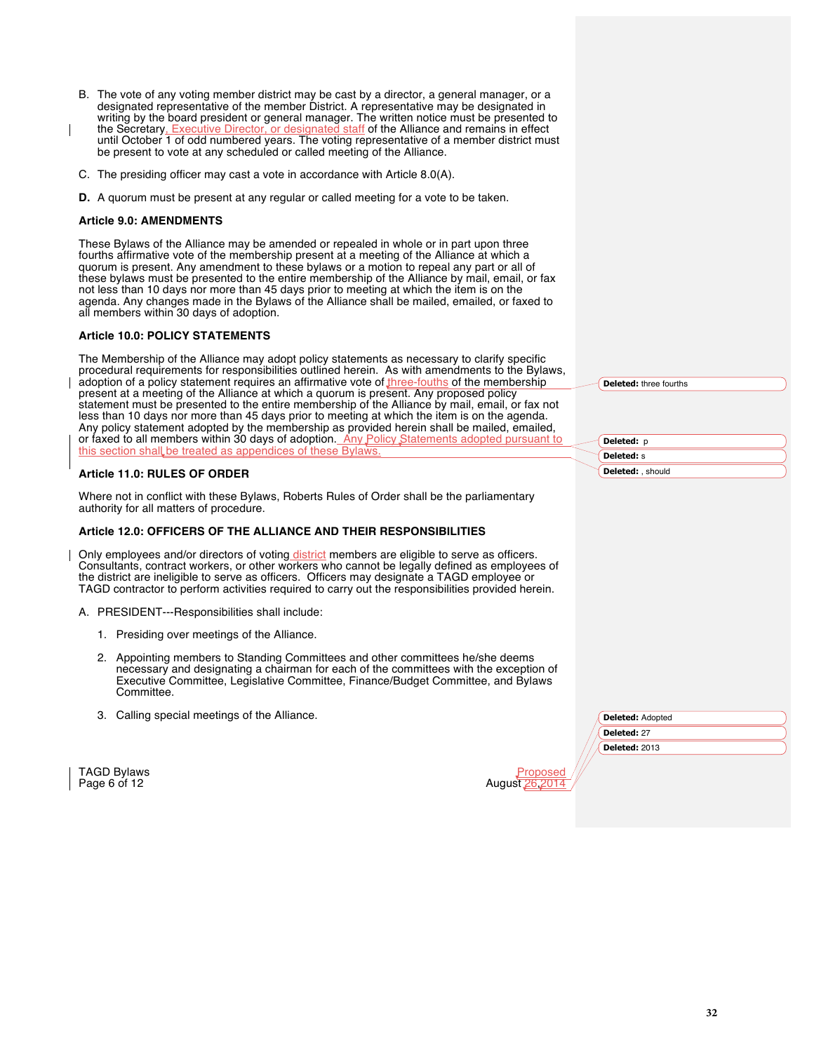B. The vote of any voting member district may be cast by a director, a general manager, or a designated representative of the member District. A representative may be designated in writing by the board president or general manager. The written notice must be presented to the Secretary, Executive Director, or designated staff of the Alliance and remains in effect until October 1 of odd numbered years. The voting representative of a member district must be present to vote at any scheduled or called meeting of the Alliance.

C. The presiding officer may cast a vote in accordance with Article 8.0(A).

**D.** A quorum must be present at any regular or called meeting for a vote to be taken.

**Article 9.0: AMENDMENTS**

These Bylaws of the Alliance may be amended or repealed in whole or in part upon three fourths affirmative vote of the membership present at a meeting of the Alliance at which a quorum is present. Any amendment to these bylaws or a motion to repeal any part or all of these bylaws must be presented to the entire membership of the Alliance by mail, email, or fax not less than 10 days nor more than 45 days prior to meeting at which the item is on the agenda. Any changes made in the Bylaws of the Alliance shall be mailed, emailed, or faxed to all members within 30 days of adoption.

**Article 10.0: POLICY STATEMENTS**

The Membership of the Alliance may adopt policy statements as necessary to clarify specific procedural requirements for responsibilities outlined herein. As with amendments to the Bylaws, adoption of a policy statement requires an affirmative vote of three-fouths of the membership present at a meeting of the Alliance at which a quorum is present. Any proposed policy statement must be presented to the entire membership of the Alliance by mail, email, or fax not less than 10 days nor more than 45 days prior to meeting at which the item is on the agenda. Any policy statement adopted by the membership as provided herein shall be mailed, emailed, or faxed to all members within 30 days of adoption. Any Policy Statements adopted pursuant to this section shall be treated as appendices of these Bylaws.

**Article 11.0: RULES OF ORDER**

Where not in conflict with these Bylaws, Roberts Rules of Order shall be the parliamentary authority for all matters of procedure.

**Article 12.0: OFFICERS OF THE ALLIANCE AND THEIR RESPONSIBILITIES**

Only employees and/or directors of voting district members are eligible to serve as officers. Consultants, contract workers, or other workers who cannot be legally defined as employees of the district are ineligible to serve as officers. Officers may designate a TAGD employee or TAGD contractor to perform activities required to carry out the responsibilities provided herein.

A. PRESIDENT---Responsibilities shall include:

1. Presiding over meetings of the Alliance.

2. Appointing members to Standing Committees and other committees he/she deems necessary and designating a chairman for each of the committees with the exception of Executive Committee, Legislative Committee, Finance/Budget Committee, and Bylaws Committee.

3. Calling special meetings of the Alliance.

Deleted: three fourths

Deleted: p

Deleted: s

Deleted: , should

Deleted: Adopted

Deleted: 27

Deleted: 2013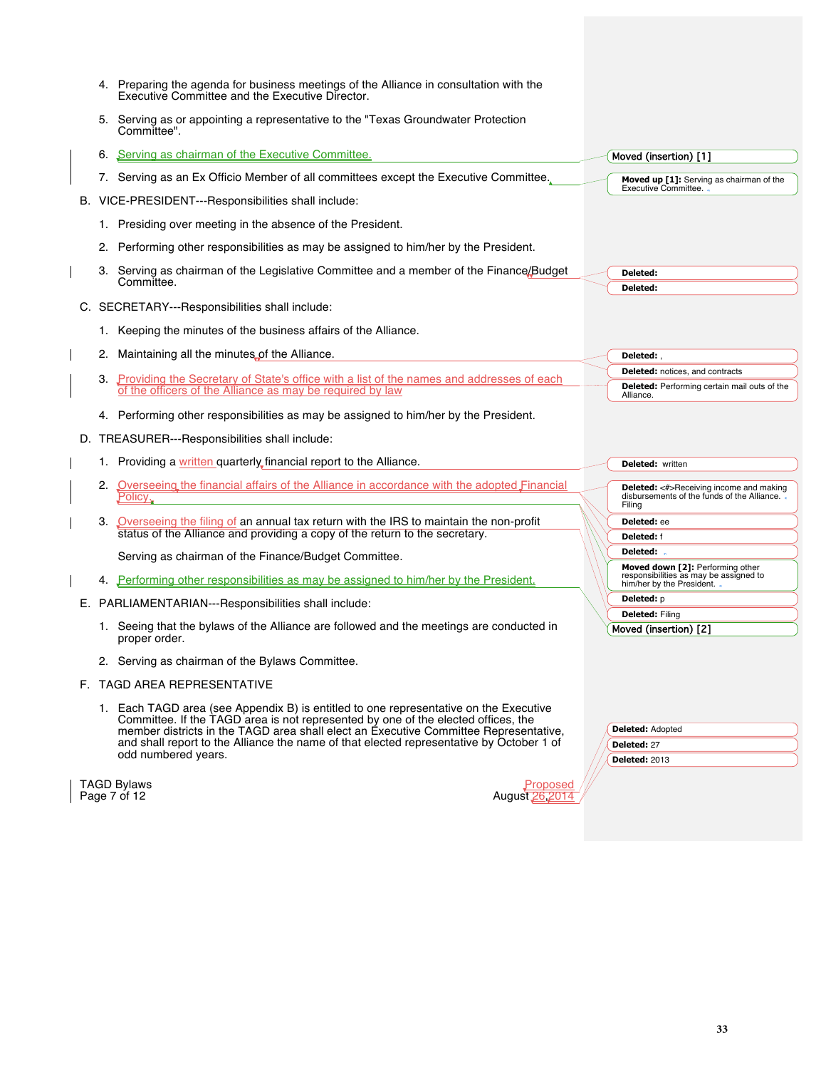4. Preparing the agenda for business meetings of the Alliance in consultation with the Executive Committee and the Executive Director.

5. Serving as or appointing a representative to the "Texas Groundwater Protection Committee".

6. Serving as chairman of the Executive Committee.

7. Serving as an Ex Officio Member of all committees except the Executive Committee.

B. VICE-PRESIDENT---Responsibilities shall include:

1. Presiding over meeting in the absence of the President.

2. Performing other responsibilities as may be assigned to him/her by the President.

3. Serving as chairman of the Legislative Committee and a member of the Finance/Budget Committee.

C. SECRETARY---Responsibilities shall include:

1. Keeping the minutes of the business affairs of the Alliance.

2. Maintaining all the minutes of the Alliance.

3. Providing the Secretary of State's office with a list of the names and addresses of each of the officers of the Alliance as may be required by law

4. Performing other responsibilities as may be assigned to him/her by the President.

D. TREASURER---Responsibilities shall include:

1. Providing a written quarterly financial report to the Alliance.

2. Overseeing the financial affairs of the Alliance in accordance with the adopted Financial Policy.

3. Overseeing the filing of an annual tax return with the IRS to maintain the non-profit status of the Alliance and providing a copy of the return to the secretary.

   Serving as chairman of the Finance/Budget Committee.

4. Performing other responsibilities as may be assigned to him/her by the President.

E. PARLIAMENTARIAN---Responsibilities shall include:

1. Seeing that the bylaws of the Alliance are followed and the meetings are conducted in proper order.

2. Serving as chairman of the Bylaws Committee.

F. TAGD AREA REPRESENTATIVE

1. Each TAGD area (see Appendix B) is entitled to one representative on the Executive Committee. If the TAGD area is not represented by one of the elected offices, the member districts in the TAGD area shall elect an Executive Committee Representative, and shall report to the Alliance the name of that elected representative by October 1 of odd numbered years.

Moved (insertion) [1]

Moved up [1]: Serving as chairman of the Executive Committee.

Deleted:

Deleted:

Deleted: ,

Deleted: notices, and contracts

Deleted: Performing certain mail outs of the Alliance.

Deleted: written

Deleted: <#>Receiving income and making disbursements of the funds of the Alliance. Filing

Deleted: ee

Deleted: f

Deleted:

Moved down [2]: Performing other responsibilities as may be assigned to him/her by the President.

Deleted: p

Deleted: Filing

Moved (insertion) [2]

Deleted: Adopted

Deleted: 27

Deleted: 2013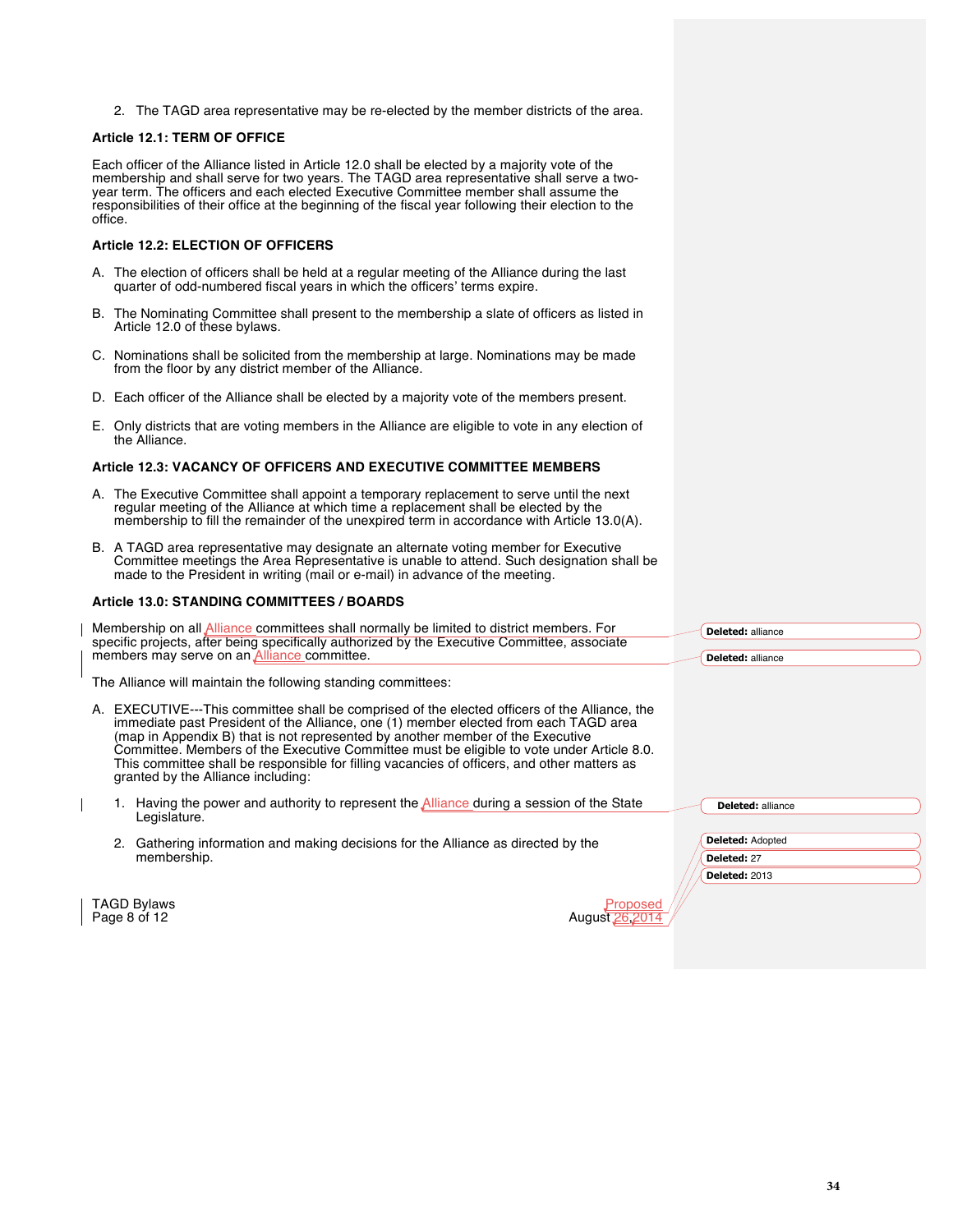2. The TAGD area representative may be re-elected by the member districts of the area.

**Article 12.1: TERM OF OFFICE**

Each officer of the Alliance listed in Article 12.0 shall be elected by a majority vote of the membership and shall serve for two years. The TAGD area representative shall serve a two-year term. The officers and each elected Executive Committee member shall assume the responsibilities of their office at the beginning of the fiscal year following their election to the office.

**Article 12.2: ELECTION OF OFFICERS**

A. The election of officers shall be held at a regular meeting of the Alliance during the last quarter of odd-numbered fiscal years in which the officers' terms expire.

B. The Nominating Committee shall present to the membership a slate of officers as listed in Article 12.0 of these bylaws.

C. Nominations shall be solicited from the membership at large. Nominations may be made from the floor by any district member of the Alliance.

D. Each officer of the Alliance shall be elected by a majority vote of the members present.

E. Only districts that are voting members in the Alliance are eligible to vote in any election of the Alliance.

**Article 12.3: VACANCY OF OFFICERS AND EXECUTIVE COMMITTEE MEMBERS**

A. The Executive Committee shall appoint a temporary replacement to serve until the next regular meeting of the Alliance at which time a replacement shall be elected by the membership to fill the remainder of the unexpired term in accordance with Article 13.0(A).

B. A TAGD area representative may designate an alternate voting member for Executive Committee meetings the Area Representative is unable to attend. Such designation shall be made to the President in writing (mail or e-mail) in advance of the meeting.

**Article 13.0: STANDING COMMITTEES / BOARDS**

Membership on all Alliance committees shall normally be limited to district members. For specific projects, after being specifically authorized by the Executive Committee, associate members may serve on an Alliance committee.

The Alliance will maintain the following standing committees:

A. EXECUTIVE---This committee shall be comprised of the elected officers of the Alliance, the immediate past President of the Alliance, one (1) member elected from each TAGD area (map in Appendix B) that is not represented by another member of the Executive Committee. Members of the Executive Committee must be eligible to vote under Article 8.0. This committee shall be responsible for filling vacancies of officers, and other matters as granted by the Alliance including:

1. Having the power and authority to represent the Alliance during a session of the State Legislature.

2. Gathering information and making decisions for the Alliance as directed by the membership.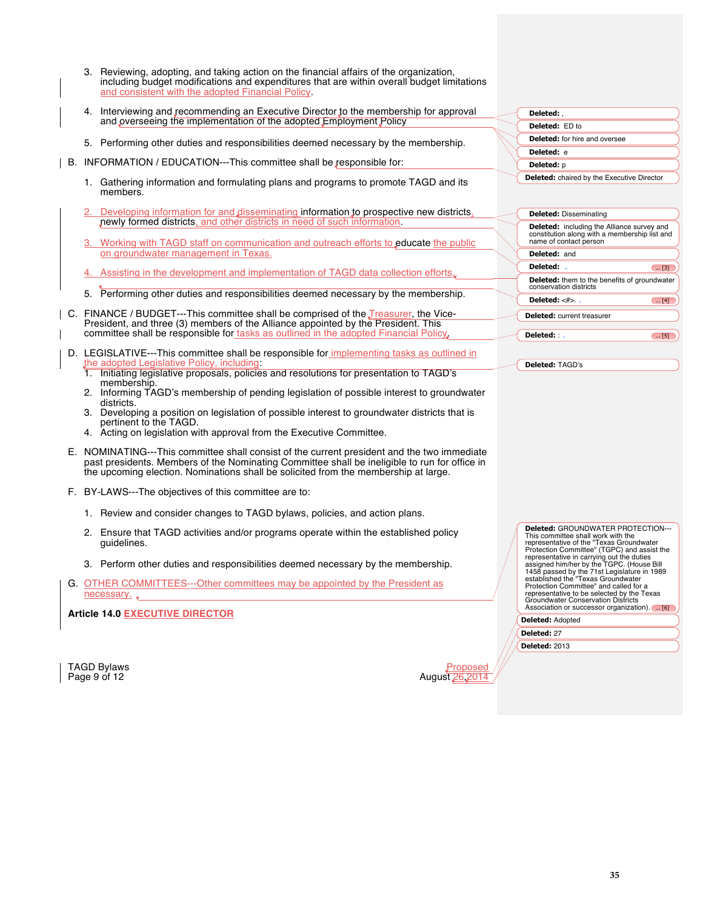3. Reviewing, adopting, and taking action on the financial affairs of the organization, including budget modifications and expenditures that are within overall budget limitations and consistent with the adopted Financial Policy.

4. Interviewing and recommending an Executive Director to the membership for approval and overseeing the implementation of the adopted Employment Policy

5. Performing other duties and responsibilities deemed necessary by the membership.

B. INFORMATION / EDUCATION---This committee shall be responsible for:

1. Gathering information and formulating plans and programs to promote TAGD and its members.

2. Developing information for and disseminating information to prospective new districts, newly formed districts, and other districts in need of such information.

3. Working with TAGD staff on communication and outreach efforts to educate the public on groundwater management in Texas.

4. Assisting in the development and implementation of TAGD data collection efforts.

5. Performing other duties and responsibilities deemed necessary by the membership.

C. FINANCE / BUDGET---This committee shall be comprised of the Treasurer, the Vice-President, and three (3) members of the Alliance appointed by the President. This committee shall be responsible for tasks as outlined in the adopted Financial Policy.

D. LEGISLATIVE---This committee shall be responsible for implementing tasks as outlined in the adopted Legislative Policy, including:

1. Initiating legislative proposals, policies and resolutions for presentation to TAGD's membership.
2. Informing TAGD's membership of pending legislation of possible interest to groundwater districts.
3. Developing a position on legislation of possible interest to groundwater districts that is pertinent to the TAGD.
4. Acting on legislation with approval from the Executive Committee.

E. NOMINATING---This committee shall consist of the current president and the two immediate past presidents. Members of the Nominating Committee shall be ineligible to run for office in the upcoming election. Nominations shall be solicited from the membership at large.

F. BY-LAWS---The objectives of this committee are to:

1. Review and consider changes to TAGD bylaws, policies, and action plans.

2. Ensure that TAGD activities and/or programs operate within the established policy guidelines.

3. Perform other duties and responsibilities deemed necessary by the membership.

G. OTHER COMMITTEES---Other committees may be appointed by the President as necessary.

**Article 14.0 EXECUTIVE DIRECTOR**

> Deleted: ,
> Deleted: ED to
> Deleted: for hire and oversee
> Deleted: e
> Deleted: p
> Deleted: chaired by the Executive Director
> Deleted: Disseminating
> Deleted: including the Alliance survey and constitution along with a membership list and name of contact person
> Deleted: and
> Deleted: . ... [3]
> Deleted: them to the benefits of groundwater conservation districts
> Deleted: <#>. ... [4]
> Deleted: current treasurer
> Deleted: : ... [5]
> Deleted: TAGD's
> Deleted: GROUNDWATER PROTECTION---This committee shall work with the representative of the "Texas Groundwater Protection Committee" (TGPC) and assist the representative in carrying out the duties assigned him/her by the TGPC. (House Bill 1458 passed by the 71st Legislature in 1989 established the "Texas Groundwater Protection Committee" and called for a representative to be selected by the Texas Groundwater Conservation Districts Association or successor organization). ... [6]
> Deleted: Adopted
> Deleted: 27
> Deleted: 2013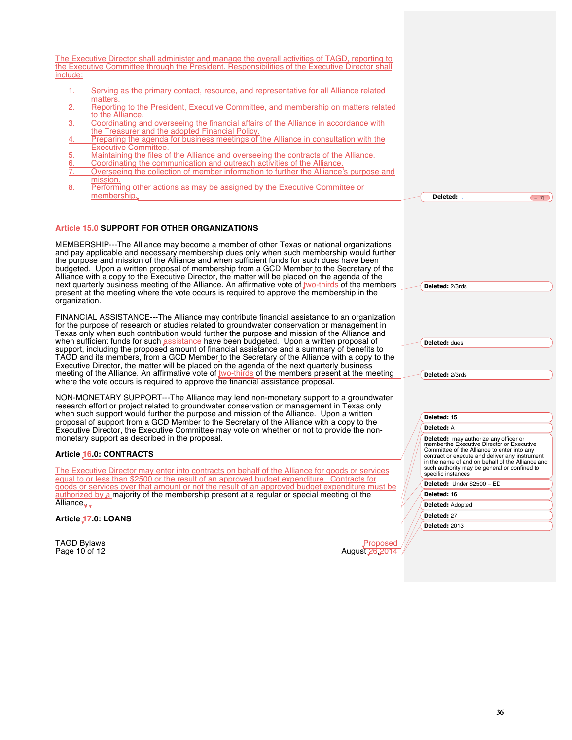The Executive Director shall administer and manage the overall activities of TAGD, reporting to the Executive Committee through the President. Responsibilities of the Executive Director shall include:

1. Serving as the primary contact, resource, and representative for all Alliance related matters.
2. Reporting to the President, Executive Committee, and membership on matters related to the Alliance.
3. Coordinating and overseeing the financial affairs of the Alliance in accordance with the Treasurer and the adopted Financial Policy.
4. Preparing the agenda for business meetings of the Alliance in consultation with the Executive Committee.
5. Maintaining the files of the Alliance and overseeing the contracts of the Alliance.
6. Coordinating the communication and outreach activities of the Alliance.
7. Overseeing the collection of member information to further the Alliance's purpose and mission.
8. Performing other actions as may be assigned by the Executive Committee or membership.

**Article 15.0 SUPPORT FOR OTHER ORGANIZATIONS**

MEMBERSHIP---The Alliance may become a member of other Texas or national organizations and pay applicable and necessary membership dues only when such membership would further the purpose and mission of the Alliance and when sufficient funds for such dues have been budgeted. Upon a written proposal of membership from a GCD Member to the Secretary of the Alliance with a copy to the Executive Director, the matter will be placed on the agenda of the next quarterly business meeting of the Alliance. An affirmative vote of two-thirds of the members present at the meeting where the vote occurs is required to approve the membership in the organization.

FINANCIAL ASSISTANCE---The Alliance may contribute financial assistance to an organization for the purpose of research or studies related to groundwater conservation or management in Texas only when such contribution would further the purpose and mission of the Alliance and when sufficient funds for such assistance have been budgeted. Upon a written proposal of support, including the proposed amount of financial assistance and a summary of benefits to TAGD and its members, from a GCD Member to the Secretary of the Alliance with a copy to the Executive Director, the matter will be placed on the agenda of the next quarterly business meeting of the Alliance. An affirmative vote of two-thirds of the members present at the meeting where the vote occurs is required to approve the financial assistance proposal.

NON-MONETARY SUPPORT---The Alliance may lend non-monetary support to a groundwater research effort or project related to groundwater conservation or management in Texas only when such support would further the purpose and mission of the Alliance. Upon a written proposal of support from a GCD Member to the Secretary of the Alliance with a copy to the Executive Director, the Executive Committee may vote on whether or not to provide the non-monetary support as described in the proposal.

**Article 16.0: CONTRACTS**

The Executive Director may enter into contracts on behalf of the Alliance for goods or services equal to or less than $2500 or the result of an approved budget expenditure. Contracts for goods or services over that amount or not the result of an approved budget expenditure must be authorized by a majority of the membership present at a regular or special meeting of the Alliance.

**Article 17.0: LOANS**

Deleted: 2/3rds

Deleted: dues

Deleted: 2/3rds

Deleted: 15

Deleted: A

Deleted: may authorize any officer or memberthe Executive Director or Executive Committee of the Alliance to enter into any contract or execute and deliver any instrument in the name of and on behalf of the Alliance and such authority may be general or confined to specific instances

Deleted: Under $2500 – ED

Deleted: 16

Deleted: Adopted

Deleted: 27

Deleted: 2013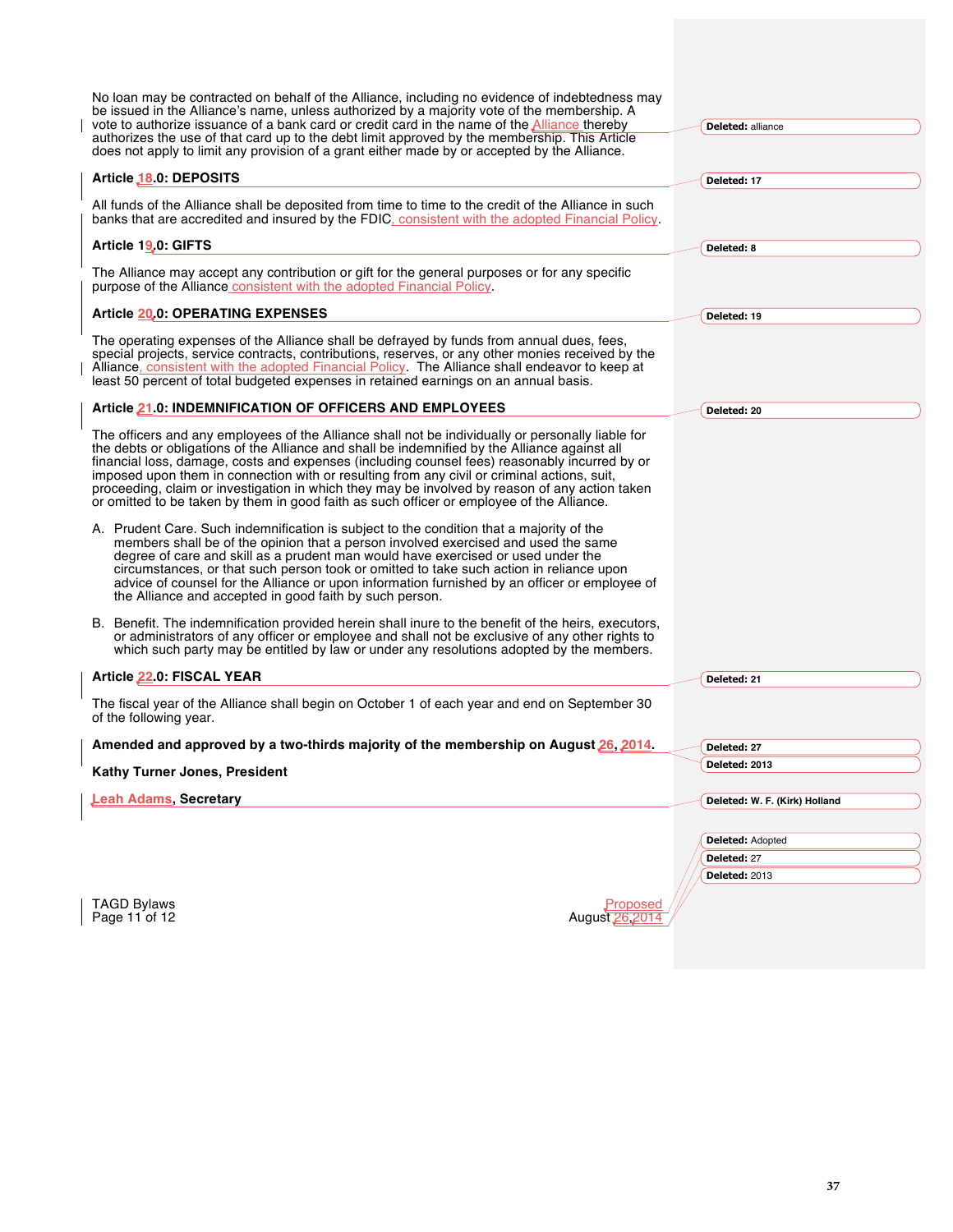No loan may be contracted on behalf of the Alliance, including no evidence of indebtedness may be issued in the Alliance's name, unless authorized by a majority vote of the membership. A vote to authorize issuance of a bank card or credit card in the name of the Alliance thereby authorizes the use of that card up to the debt limit approved by the membership. This Article does not apply to limit any provision of a grant either made by or accepted by the Alliance.

**Article 18.0: DEPOSITS**

All funds of the Alliance shall be deposited from time to time to the credit of the Alliance in such banks that are accredited and insured by the FDIC, consistent with the adopted Financial Policy.

**Article 19.0: GIFTS**

The Alliance may accept any contribution or gift for the general purposes or for any specific purpose of the Alliance consistent with the adopted Financial Policy.

**Article 20.0: OPERATING EXPENSES**

The operating expenses of the Alliance shall be defrayed by funds from annual dues, fees, special projects, service contracts, contributions, reserves, or any other monies received by the Alliance, consistent with the adopted Financial Policy. The Alliance shall endeavor to keep at least 50 percent of total budgeted expenses in retained earnings on an annual basis.

**Article 21.0: INDEMNIFICATION OF OFFICERS AND EMPLOYEES**

The officers and any employees of the Alliance shall not be individually or personally liable for the debts or obligations of the Alliance and shall be indemnified by the Alliance against all financial loss, damage, costs and expenses (including counsel fees) reasonably incurred by or imposed upon them in connection with or resulting from any civil or criminal actions, suit, proceeding, claim or investigation in which they may be involved by reason of any action taken or omitted to be taken by them in good faith as such officer or employee of the Alliance.

A. Prudent Care. Such indemnification is subject to the condition that a majority of the members shall be of the opinion that a person involved exercised and used the same degree of care and skill as a prudent man would have exercised or used under the circumstances, or that such person took or omitted to take such action in reliance upon advice of counsel for the Alliance or upon information furnished by an officer or employee of the Alliance and accepted in good faith by such person.

B. Benefit. The indemnification provided herein shall inure to the benefit of the heirs, executors, or administrators of any officer or employee and shall not be exclusive of any other rights to which such party may be entitled by law or under any resolutions adopted by the members.

**Article 22.0: FISCAL YEAR**

The fiscal year of the Alliance shall begin on October 1 of each year and end on September 30 of the following year.

**Amended and approved by a two-thirds majority of the membership on August 26, 2014.**

**Kathy Turner Jones, President**

**Leah Adams, Secretary**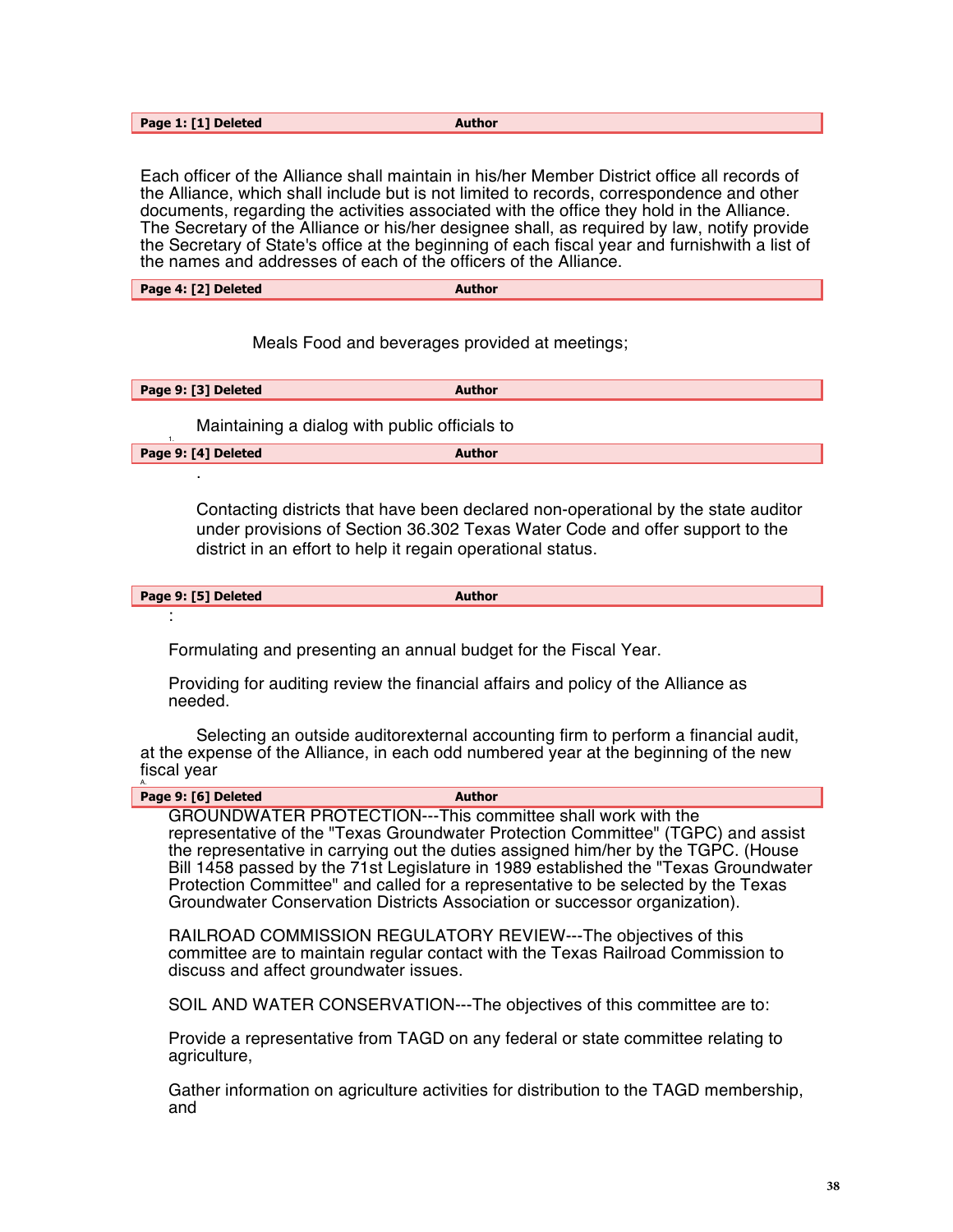| Page 1: [1] Deleted | Author |
|---|---|

Each officer of the Alliance shall maintain in his/her Member District office all records of the Alliance, which shall include but is not limited to records, correspondence and other documents, regarding the activities associated with the office they hold in the Alliance. The Secretary of the Alliance or his/her designee shall, as required by law, notify provide the Secretary of State's office at the beginning of each fiscal year and furnishwith a list of the names and addresses of each of the officers of the Alliance.

| Page 4: [2] Deleted | Author |
|---|---|

Meals Food and beverages provided at meetings;

| Page 9: [3] Deleted | Author |
|---|---|

1. Maintaining a dialog with public officials to

| Page 9: [4] Deleted | Author |
|---|---|

.

Contacting districts that have been declared non-operational by the state auditor under provisions of Section 36.302 Texas Water Code and offer support to the district in an effort to help it regain operational status.

| Page 9: [5] Deleted | Author |
|---|---|

:

Formulating and presenting an annual budget for the Fiscal Year.

Providing for auditing review the financial affairs and policy of the Alliance as needed.

Selecting an outside auditorexternal accounting firm to perform a financial audit, at the expense of the Alliance, in each odd numbered year at the beginning of the new fiscal year

A.

| Page 9: [6] Deleted | Author |
|---|---|

GROUNDWATER PROTECTION---This committee shall work with the representative of the "Texas Groundwater Protection Committee" (TGPC) and assist the representative in carrying out the duties assigned him/her by the TGPC. (House Bill 1458 passed by the 71st Legislature in 1989 established the "Texas Groundwater Protection Committee" and called for a representative to be selected by the Texas Groundwater Conservation Districts Association or successor organization).

RAILROAD COMMISSION REGULATORY REVIEW---The objectives of this committee are to maintain regular contact with the Texas Railroad Commission to discuss and affect groundwater issues.

SOIL AND WATER CONSERVATION---The objectives of this committee are to:

Provide a representative from TAGD on any federal or state committee relating to agriculture,

Gather information on agriculture activities for distribution to the TAGD membership, and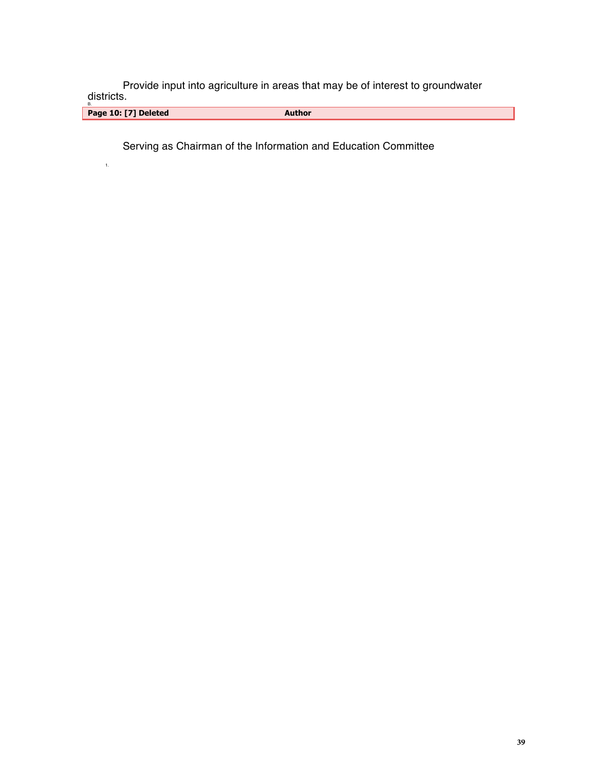Provide input into agriculture in areas that may be of interest to groundwater districts.

B.

| Page 10: [7] Deleted | Author |
|---|---|

Serving as Chairman of the Information and Education Committee

1.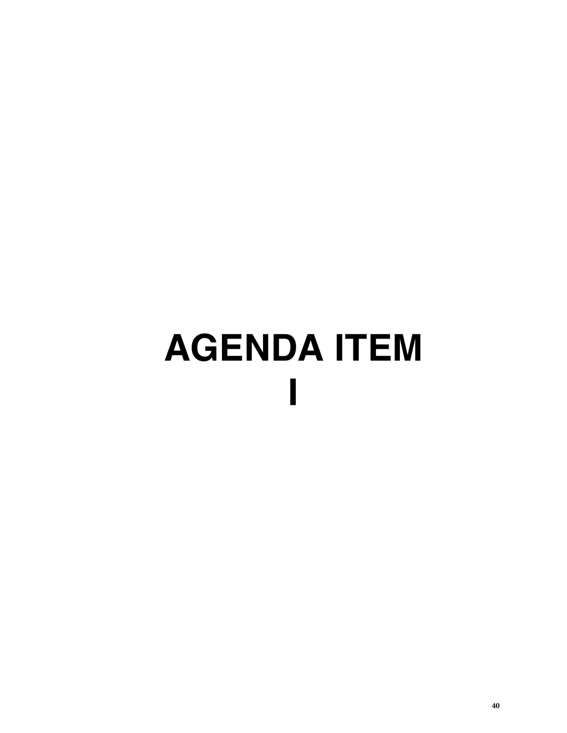# AGENDA ITEM I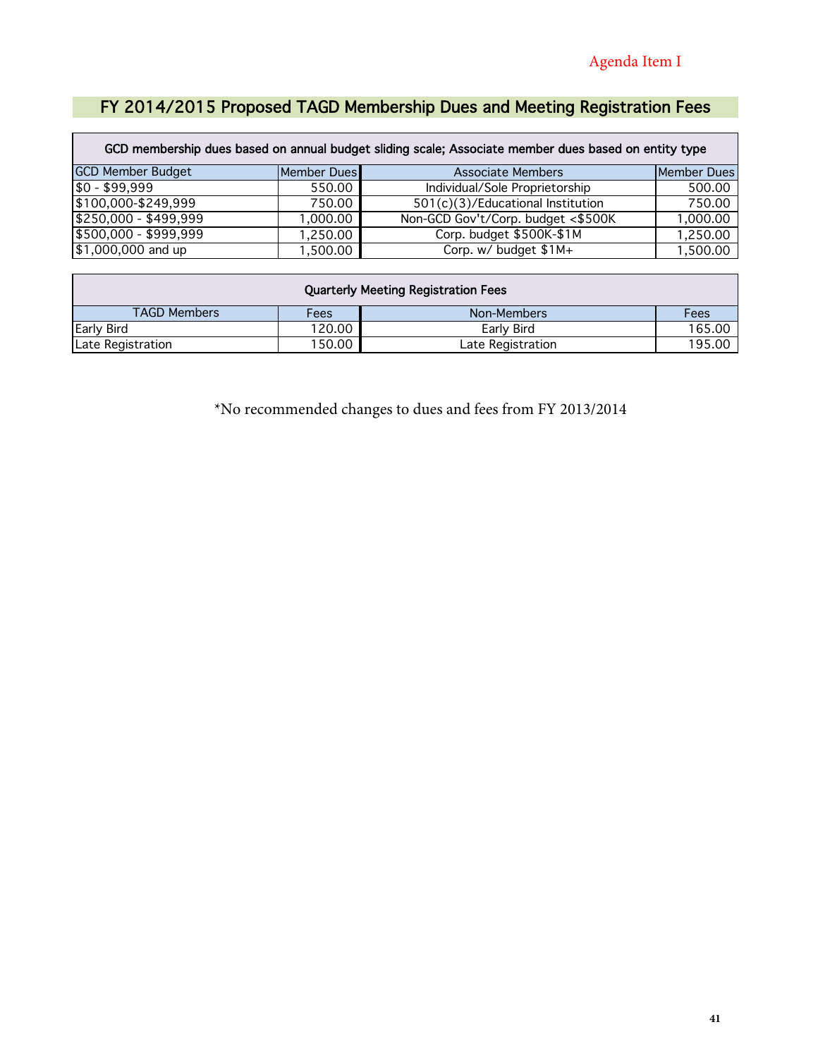Agenda Item I

## FY 2014/2015 Proposed TAGD Membership Dues and Meeting Registration Fees

| GCD membership dues based on annual budget sliding scale; Associate member dues based on entity type | | | |
|---|---|---|---|
| GCD Member Budget | Member Dues | Associate Members | Member Dues |
| $0 - $99,999 | 550.00 | Individual/Sole Proprietorship | 500.00 |
| $100,000-$249,999 | 750.00 | 501(c)(3)/Educational Institution | 750.00 |
| $250,000 - $499,999 | 1,000.00 | Non-GCD Gov't/Corp. budget <$500K | 1,000.00 |
| $500,000 - $999,999 | 1,250.00 | Corp. budget $500K-$1M | 1,250.00 |
| $1,000,000 and up | 1,500.00 | Corp. w/ budget $1M+ | 1,500.00 |

| Quarterly Meeting Registration Fees | | | |
|---|---|---|---|
| TAGD Members | Fees | Non-Members | Fees |
| Early Bird | 120.00 | Early Bird | 165.00 |
| Late Registration | 150.00 | Late Registration | 195.00 |

*No recommended changes to dues and fees from FY 2013/2014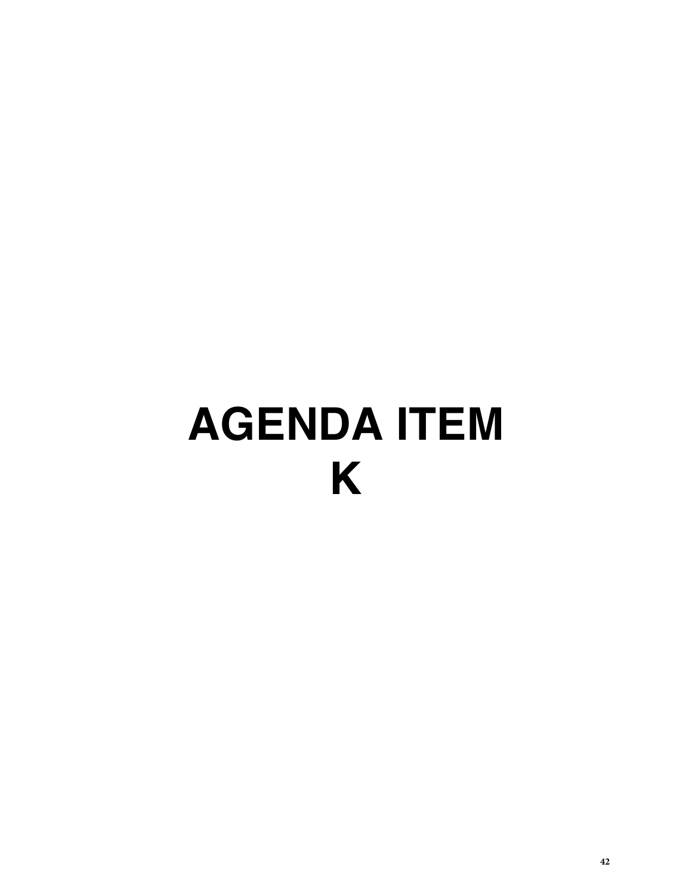# AGENDA ITEM K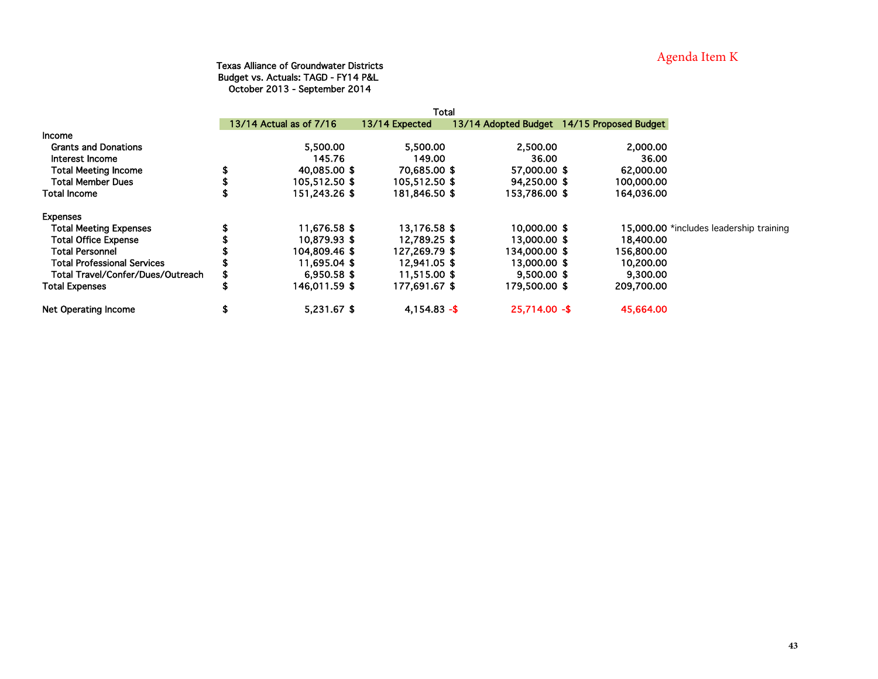Agenda Item K

**Texas Alliance of Groundwater Districts**
**Budget vs. Actuals: TAGD - FY14 P&L**
**October 2013 - September 2014**

| | Total | | | | |
|---|---|---|---|---|---|
| | 13/14 Actual as of 7/16 | 13/14 Expected | 13/14 Adopted Budget | 14/15 Proposed Budget | |
| **Income** | | | | | |
| Grants and Donations | 5,500.00 | 5,500.00 | 2,500.00 | 2,000.00 | |
| Interest Income | 145.76 | 149.00 | 36.00 | 36.00 | |
| Total Meeting Income | $ 40,085.00 | $ 70,685.00 | $ 57,000.00 | $ 62,000.00 | |
| Total Member Dues | $ 105,512.50 | $ 105,512.50 | $ 94,250.00 | $ 100,000.00 | |
| **Total Income** | $ 151,243.26 | $ 181,846.50 | $ 153,786.00 | $ 164,036.00 | |
| **Expenses** | | | | | |
| Total Meeting Expenses | $ 11,676.58 | $ 13,176.58 | $ 10,000.00 | $ 15,000.00 | *includes leadership training |
| Total Office Expense | $ 10,879.93 | $ 12,789.25 | $ 13,000.00 | $ 18,400.00 | |
| Total Personnel | $ 104,809.46 | $ 127,269.79 | $ 134,000.00 | $ 156,800.00 | |
| Total Professional Services | $ 11,695.04 | $ 12,941.05 | $ 13,000.00 | $ 10,200.00 | |
| Total Travel/Confer/Dues/Outreach | $ 6,950.58 | $ 11,515.00 | $ 9,500.00 | $ 9,300.00 | |
| **Total Expenses** | $ 146,011.59 | $ 177,691.67 | $ 179,500.00 | $ 209,700.00 | |
| **Net Operating Income** | $ 5,231.67 | $ 4,154.83 | -$ 25,714.00 | -$ 45,664.00 | |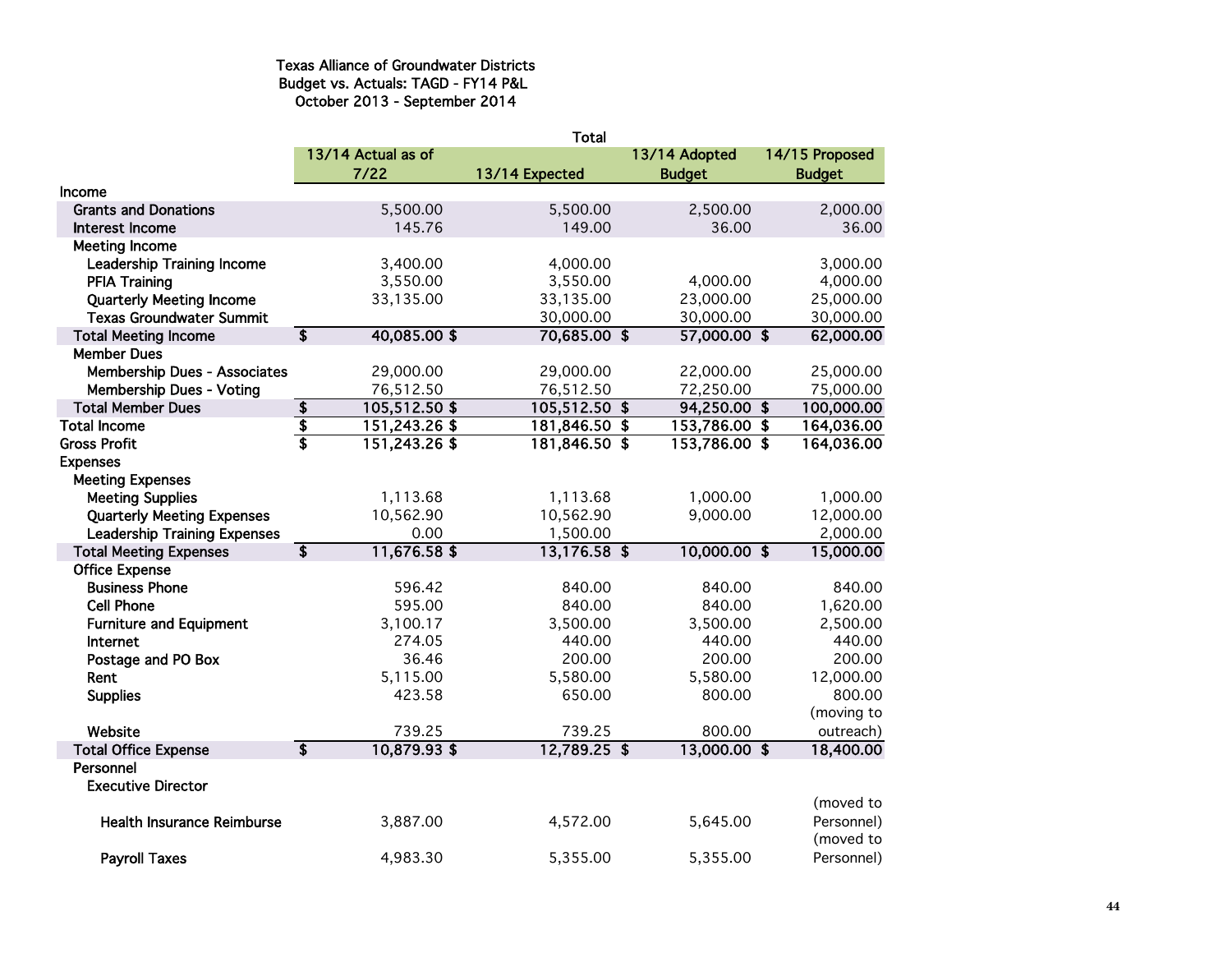Texas Alliance of Groundwater Districts
Budget vs. Actuals: TAGD - FY14 P&L
October 2013 - September 2014

| | Total | | | |
|---|---|---|---|---|
| | 13/14 Actual as of 7/22 | 13/14 Expected | 13/14 Adopted Budget | 14/15 Proposed Budget |
| **Income** | | | | |
| Grants and Donations | 5,500.00 | 5,500.00 | 2,500.00 | 2,000.00 |
| Interest Income | 145.76 | 149.00 | 36.00 | 36.00 |
| Meeting Income | | | | |
| Leadership Training Income | 3,400.00 | 4,000.00 | | 3,000.00 |
| PFIA Training | 3,550.00 | 3,550.00 | 4,000.00 | 4,000.00 |
| Quarterly Meeting Income | 33,135.00 | 33,135.00 | 23,000.00 | 25,000.00 |
| Texas Groundwater Summit | | 30,000.00 | 30,000.00 | 30,000.00 |
| **Total Meeting Income** | **$ 40,085.00** | **$ 70,685.00** | **$ 57,000.00** | **$ 62,000.00** |
| Member Dues | | | | |
| Membership Dues - Associates | 29,000.00 | 29,000.00 | 22,000.00 | 25,000.00 |
| Membership Dues - Voting | 76,512.50 | 76,512.50 | 72,250.00 | 75,000.00 |
| **Total Member Dues** | **$ 105,512.50** | **$ 105,512.50** | **$ 94,250.00** | **$ 100,000.00** |
| **Total Income** | **$ 151,243.26** | **$ 181,846.50** | **$ 153,786.00** | **$ 164,036.00** |
| **Gross Profit** | **$ 151,243.26** | **$ 181,846.50** | **$ 153,786.00** | **$ 164,036.00** |
| **Expenses** | | | | |
| Meeting Expenses | | | | |
| Meeting Supplies | 1,113.68 | 1,113.68 | 1,000.00 | 1,000.00 |
| Quarterly Meeting Expenses | 10,562.90 | 10,562.90 | 9,000.00 | 12,000.00 |
| Leadership Training Expenses | 0.00 | 1,500.00 | | 2,000.00 |
| **Total Meeting Expenses** | **$ 11,676.58** | **$ 13,176.58** | **$ 10,000.00** | **$ 15,000.00** |
| Office Expense | | | | |
| Business Phone | 596.42 | 840.00 | 840.00 | 840.00 |
| Cell Phone | 595.00 | 840.00 | 840.00 | 1,620.00 |
| Furniture and Equipment | 3,100.17 | 3,500.00 | 3,500.00 | 2,500.00 |
| Internet | 274.05 | 440.00 | 440.00 | 440.00 |
| Postage and PO Box | 36.46 | 200.00 | 200.00 | 200.00 |
| Rent | 5,115.00 | 5,580.00 | 5,580.00 | 12,000.00 |
| Supplies | 423.58 | 650.00 | 800.00 | 800.00 |
| Website | 739.25 | 739.25 | 800.00 | (moving to outreach) |
| **Total Office Expense** | **$ 10,879.93** | **$ 12,789.25** | **$ 13,000.00** | **$ 18,400.00** |
| Personnel | | | | |
| Executive Director | | | | |
| Health Insurance Reimburse | 3,887.00 | 4,572.00 | 5,645.00 | (moved to Personnel) |
| Payroll Taxes | 4,983.30 | 5,355.00 | 5,355.00 | (moved to Personnel) |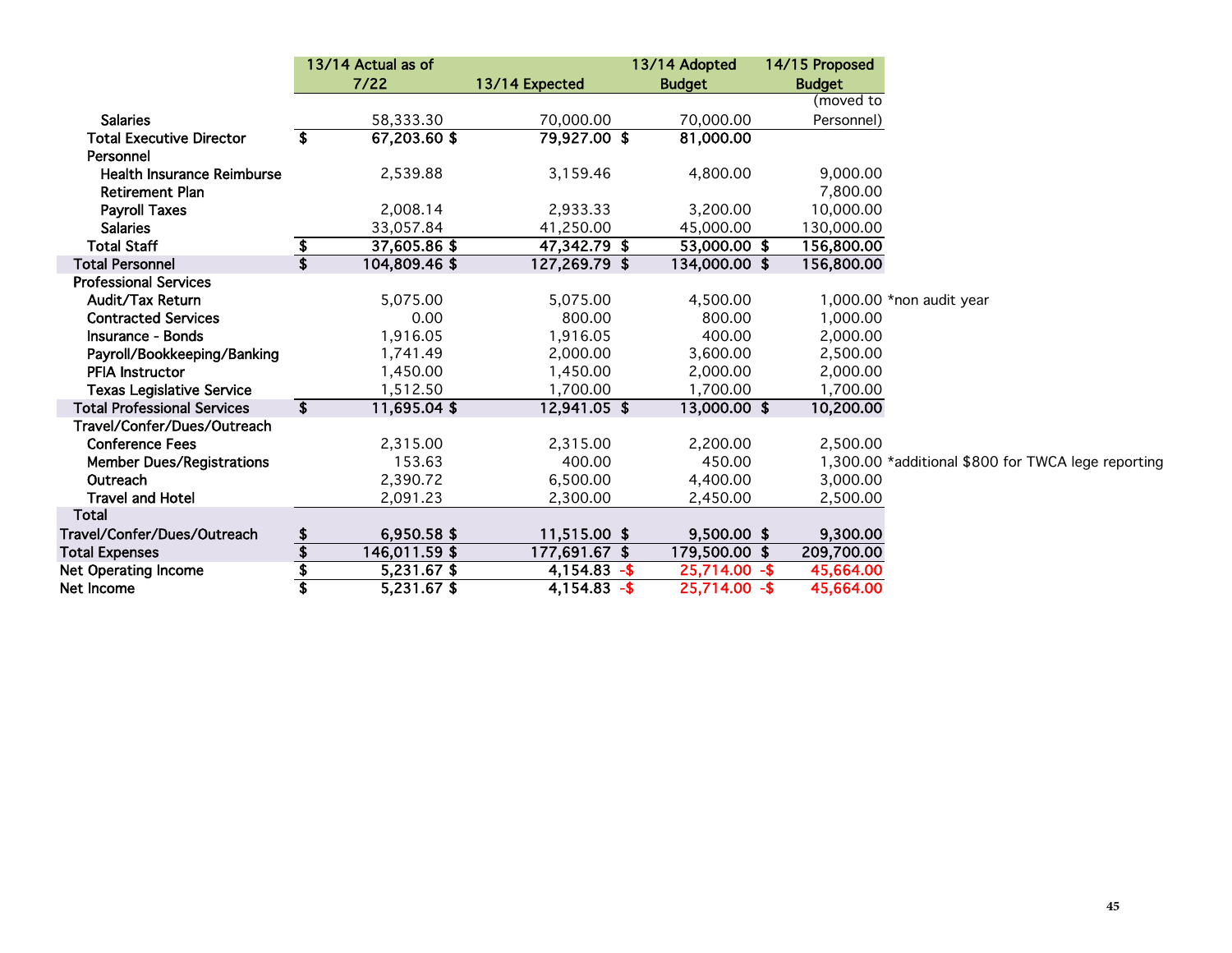| | 13/14 Actual as of 7/22 | 13/14 Expected | 13/14 Adopted Budget | 14/15 Proposed Budget | |
|---|---|---|---|---|---|
| Salaries | 58,333.30 | 70,000.00 | 70,000.00 | (moved to Personnel) | |
| Total Executive Director | $ 67,203.60 | $ 79,927.00 | $ 81,000.00 | | |
| Personnel | | | | | |
| Health Insurance Reimburse | 2,539.88 | 3,159.46 | 4,800.00 | 9,000.00 | |
| Retirement Plan | | | | 7,800.00 | |
| Payroll Taxes | 2,008.14 | 2,933.33 | 3,200.00 | 10,000.00 | |
| Salaries | 33,057.84 | 41,250.00 | 45,000.00 | 130,000.00 | |
| Total Staff | $ 37,605.86 | $ 47,342.79 | $ 53,000.00 | $ 156,800.00 | |
| **Total Personnel** | $ 104,809.46 | $ 127,269.79 | $ 134,000.00 | $ 156,800.00 | |
| Professional Services | | | | | |
| Audit/Tax Return | 5,075.00 | 5,075.00 | 4,500.00 | 1,000.00 | *non audit year |
| Contracted Services | 0.00 | 800.00 | 800.00 | 1,000.00 | |
| Insurance - Bonds | 1,916.05 | 1,916.05 | 400.00 | 2,000.00 | |
| Payroll/Bookkeeping/Banking | 1,741.49 | 2,000.00 | 3,600.00 | 2,500.00 | |
| PFIA Instructor | 1,450.00 | 1,450.00 | 2,000.00 | 2,000.00 | |
| Texas Legislative Service | 1,512.50 | 1,700.00 | 1,700.00 | 1,700.00 | |
| **Total Professional Services** | $ 11,695.04 | $ 12,941.05 | $ 13,000.00 | $ 10,200.00 | |
| Travel/Confer/Dues/Outreach | | | | | |
| Conference Fees | 2,315.00 | 2,315.00 | 2,200.00 | 2,500.00 | |
| Member Dues/Registrations | 153.63 | 400.00 | 450.00 | 1,300.00 | *additional $800 for TWCA lege reporting |
| Outreach | 2,390.72 | 6,500.00 | 4,400.00 | 3,000.00 | |
| Travel and Hotel | 2,091.23 | 2,300.00 | 2,450.00 | 2,500.00 | |
| **Total Travel/Confer/Dues/Outreach** | $ 6,950.58 | $ 11,515.00 | $ 9,500.00 | $ 9,300.00 | |
| **Total Expenses** | $ 146,011.59 | $ 177,691.67 | $ 179,500.00 | $ 209,700.00 | |
| Net Operating Income | $ 5,231.67 | $ 4,154.83 | -$ 25,714.00 | -$ 45,664.00 | |
| Net Income | $ 5,231.67 | $ 4,154.83 | -$ 25,714.00 | -$ 45,664.00 | |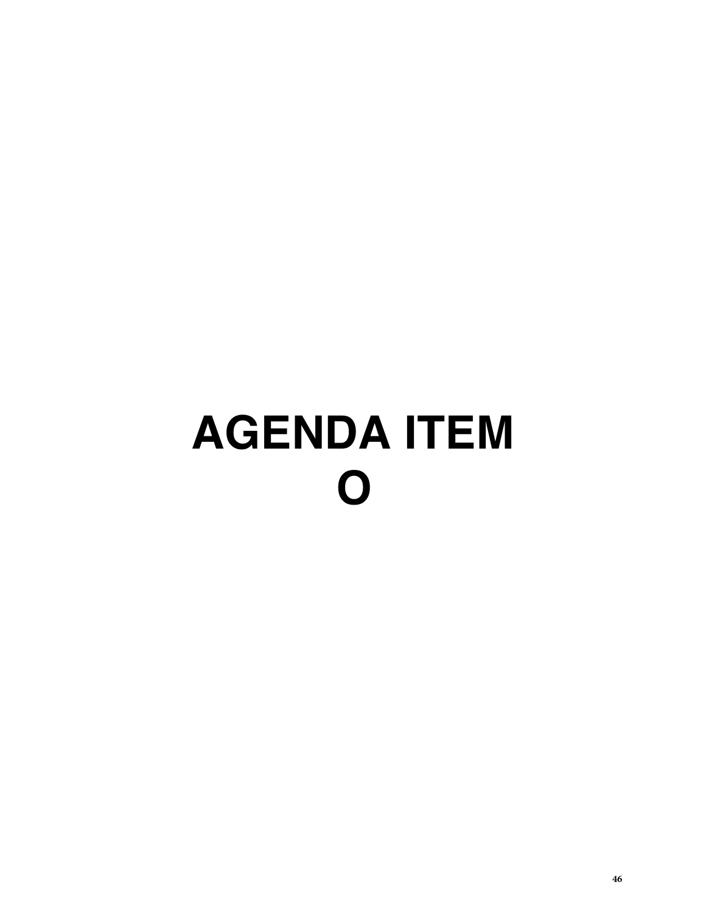# AGENDA ITEM O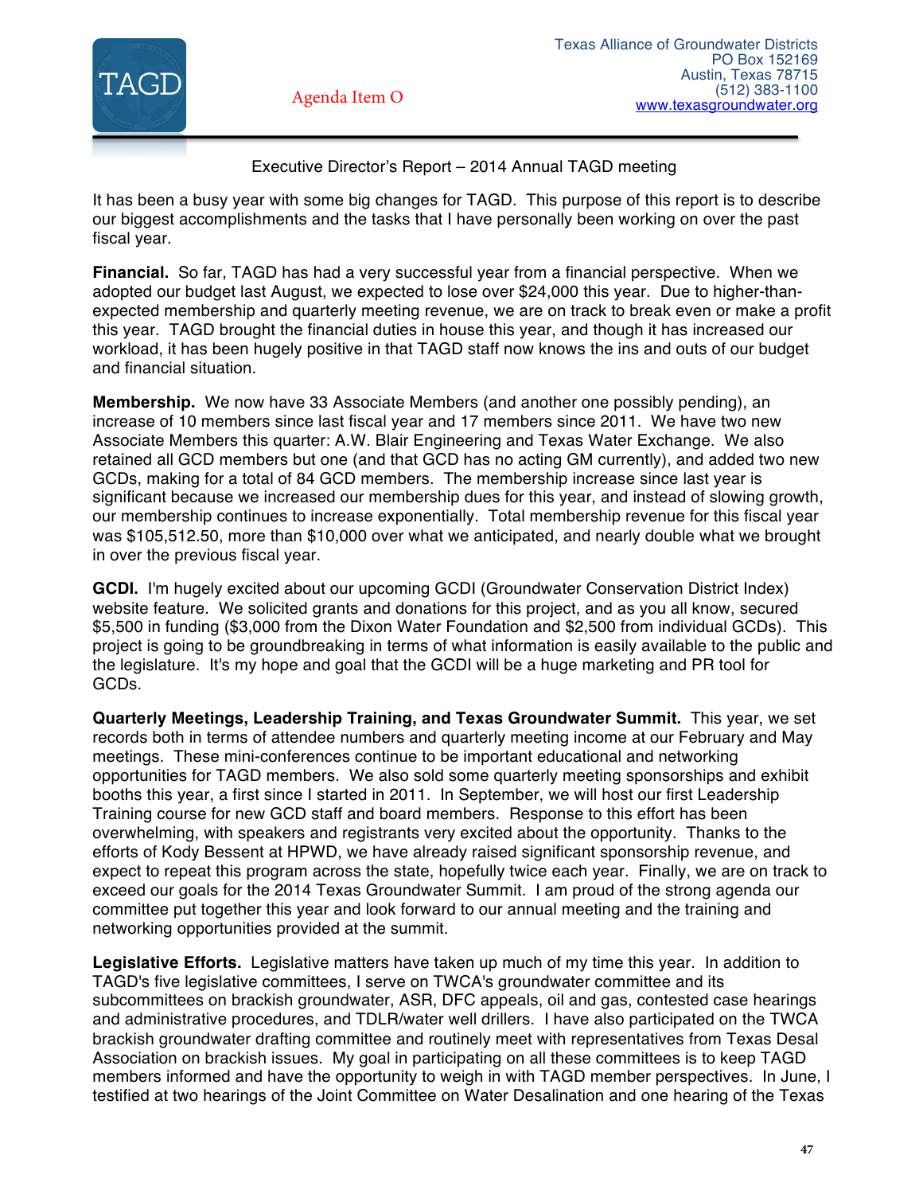Texas Alliance of Groundwater Districts
PO Box 152169
Austin, Texas 78715
(512) 383-1100
www.texasgroundwater.org

Agenda Item O

Executive Director's Report – 2014 Annual TAGD meeting

It has been a busy year with some big changes for TAGD. This purpose of this report is to describe our biggest accomplishments and the tasks that I have personally been working on over the past fiscal year.

**Financial.** So far, TAGD has had a very successful year from a financial perspective. When we adopted our budget last August, we expected to lose over $24,000 this year. Due to higher-than-expected membership and quarterly meeting revenue, we are on track to break even or make a profit this year. TAGD brought the financial duties in house this year, and though it has increased our workload, it has been hugely positive in that TAGD staff now knows the ins and outs of our budget and financial situation.

**Membership.** We now have 33 Associate Members (and another one possibly pending), an increase of 10 members since last fiscal year and 17 members since 2011. We have two new Associate Members this quarter: A.W. Blair Engineering and Texas Water Exchange. We also retained all GCD members but one (and that GCD has no acting GM currently), and added two new GCDs, making for a total of 84 GCD members. The membership increase since last year is significant because we increased our membership dues for this year, and instead of slowing growth, our membership continues to increase exponentially. Total membership revenue for this fiscal year was $105,512.50, more than $10,000 over what we anticipated, and nearly double what we brought in over the previous fiscal year.

**GCDI.** I'm hugely excited about our upcoming GCDI (Groundwater Conservation District Index) website feature. We solicited grants and donations for this project, and as you all know, secured $5,500 in funding ($3,000 from the Dixon Water Foundation and $2,500 from individual GCDs). This project is going to be groundbreaking in terms of what information is easily available to the public and the legislature. It's my hope and goal that the GCDI will be a huge marketing and PR tool for GCDs.

**Quarterly Meetings, Leadership Training, and Texas Groundwater Summit.** This year, we set records both in terms of attendee numbers and quarterly meeting income at our February and May meetings. These mini-conferences continue to be important educational and networking opportunities for TAGD members. We also sold some quarterly meeting sponsorships and exhibit booths this year, a first since I started in 2011. In September, we will host our first Leadership Training course for new GCD staff and board members. Response to this effort has been overwhelming, with speakers and registrants very excited about the opportunity. Thanks to the efforts of Kody Bessent at HPWD, we have already raised significant sponsorship revenue, and expect to repeat this program across the state, hopefully twice each year. Finally, we are on track to exceed our goals for the 2014 Texas Groundwater Summit. I am proud of the strong agenda our committee put together this year and look forward to our annual meeting and the training and networking opportunities provided at the summit.

**Legislative Efforts.** Legislative matters have taken up much of my time this year. In addition to TAGD's five legislative committees, I serve on TWCA's groundwater committee and its subcommittees on brackish groundwater, ASR, DFC appeals, oil and gas, contested case hearings and administrative procedures, and TDLR/water well drillers. I have also participated on the TWCA brackish groundwater drafting committee and routinely meet with representatives from Texas Desal Association on brackish issues. My goal in participating on all these committees is to keep TAGD members informed and have the opportunity to weigh in with TAGD member perspectives. In June, I testified at two hearings of the Joint Committee on Water Desalination and one hearing of the Texas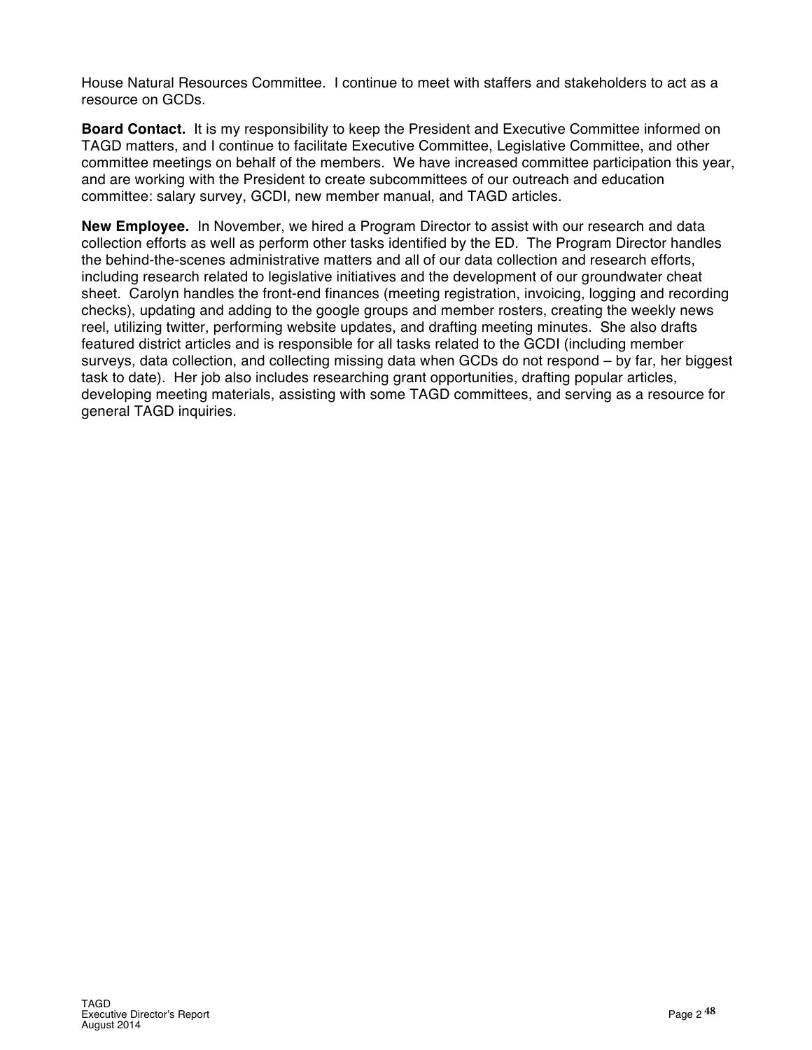House Natural Resources Committee. I continue to meet with staffers and stakeholders to act as a resource on GCDs.

**Board Contact.** It is my responsibility to keep the President and Executive Committee informed on TAGD matters, and I continue to facilitate Executive Committee, Legislative Committee, and other committee meetings on behalf of the members. We have increased committee participation this year, and are working with the President to create subcommittees of our outreach and education committee: salary survey, GCDI, new member manual, and TAGD articles.

**New Employee.** In November, we hired a Program Director to assist with our research and data collection efforts as well as perform other tasks identified by the ED. The Program Director handles the behind-the-scenes administrative matters and all of our data collection and research efforts, including research related to legislative initiatives and the development of our groundwater cheat sheet. Carolyn handles the front-end finances (meeting registration, invoicing, logging and recording checks), updating and adding to the google groups and member rosters, creating the weekly news reel, utilizing twitter, performing website updates, and drafting meeting minutes. She also drafts featured district articles and is responsible for all tasks related to the GCDI (including member surveys, data collection, and collecting missing data when GCDs do not respond – by far, her biggest task to date). Her job also includes researching grant opportunities, drafting popular articles, developing meeting materials, assisting with some TAGD committees, and serving as a resource for general TAGD inquiries.